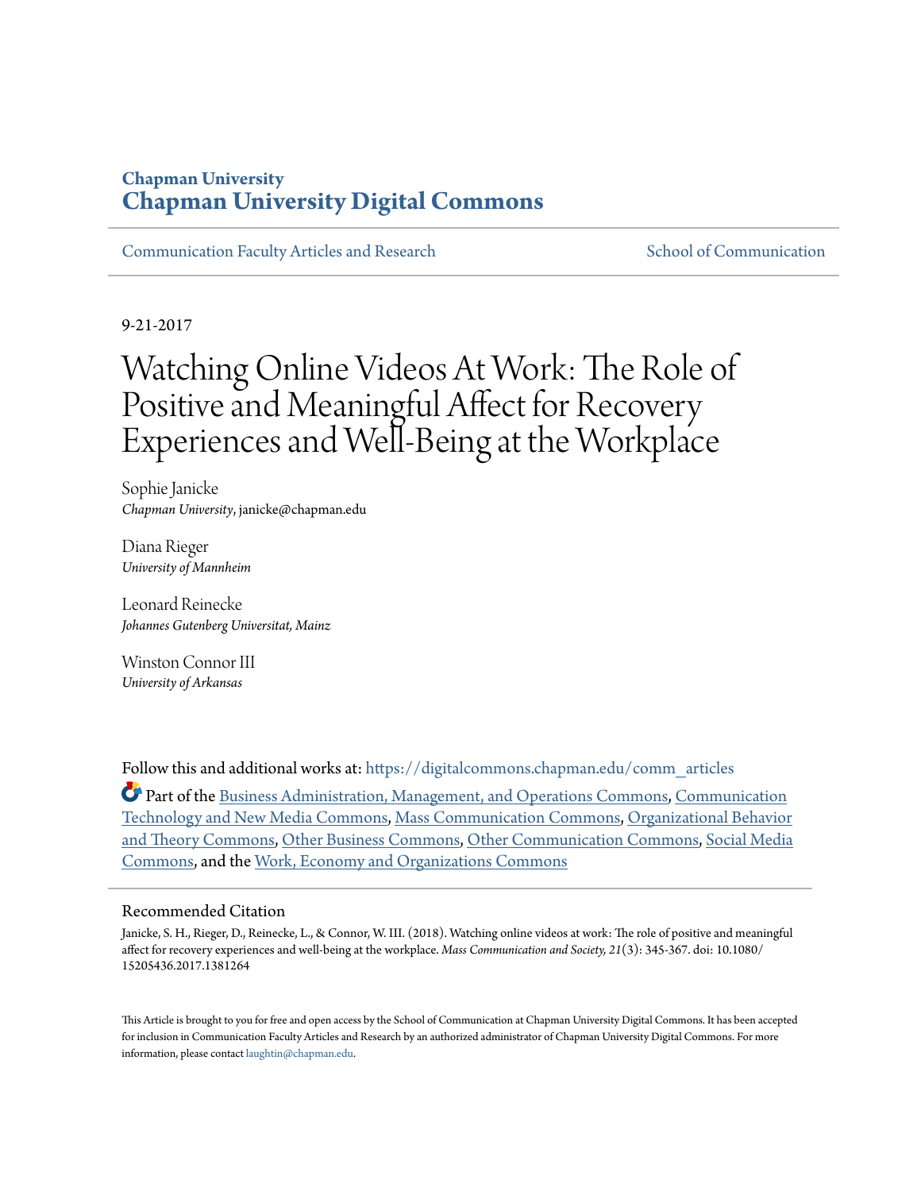## Chapman University
# Chapman University Digital Commons

Communication Faculty Articles and Research | School of Communication

9-21-2017

# Watching Online Videos At Work: The Role of Positive and Meaningful Affect for Recovery Experiences and Well-Being at the Workplace

Sophie Janicke
*Chapman University*, janicke@chapman.edu

Diana Rieger
*University of Mannheim*

Leonard Reinecke
*Johannes Gutenberg Universitat, Mainz*

Winston Connor III
*University of Arkansas*

Follow this and additional works at: https://digitalcommons.chapman.edu/comm_articles

Part of the Business Administration, Management, and Operations Commons, Communication Technology and New Media Commons, Mass Communication Commons, Organizational Behavior and Theory Commons, Other Business Commons, Other Communication Commons, Social Media Commons, and the Work, Economy and Organizations Commons

## Recommended Citation

Janicke, S. H., Rieger, D., Reinecke, L., & Connor, W. III. (2018). Watching online videos at work: The role of positive and meaningful affect for recovery experiences and well-being at the workplace. *Mass Communication and Society, 21*(3): 345-367. doi: 10.1080/15205436.2017.1381264

This Article is brought to you for free and open access by the School of Communication at Chapman University Digital Commons. It has been accepted for inclusion in Communication Faculty Articles and Research by an authorized administrator of Chapman University Digital Commons. For more information, please contact laughtin@chapman.edu.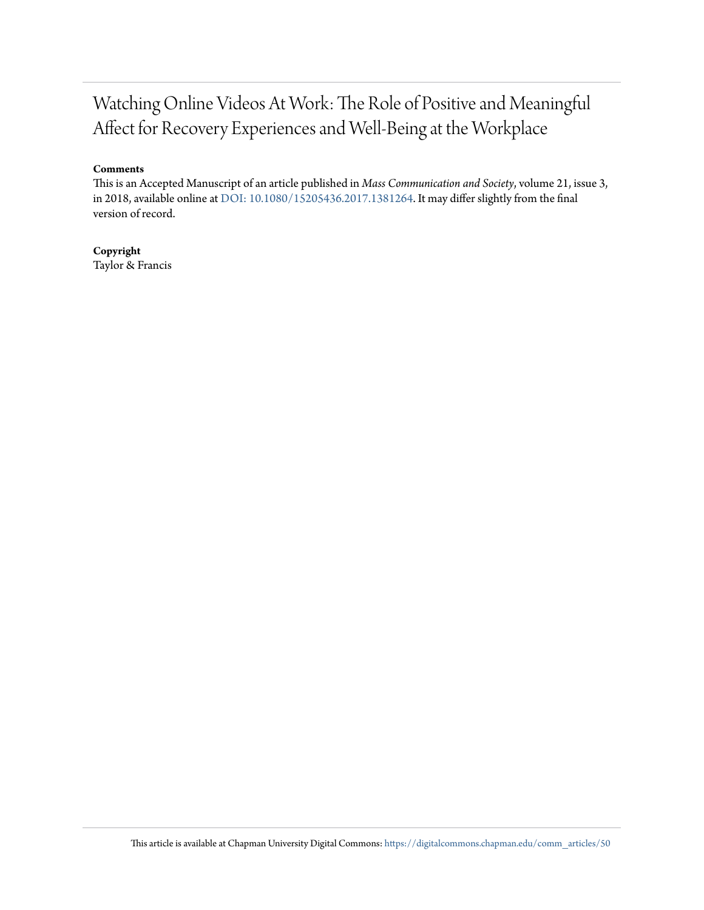# Watching Online Videos At Work: The Role of Positive and Meaningful Affect for Recovery Experiences and Well-Being at the Workplace

**Comments**

This is an Accepted Manuscript of an article published in *Mass Communication and Society*, volume 21, issue 3, in 2018, available online at DOI: 10.1080/15205436.2017.1381264. It may differ slightly from the final version of record.

**Copyright**

Taylor & Francis

This article is available at Chapman University Digital Commons: https://digitalcommons.chapman.edu/comm_articles/50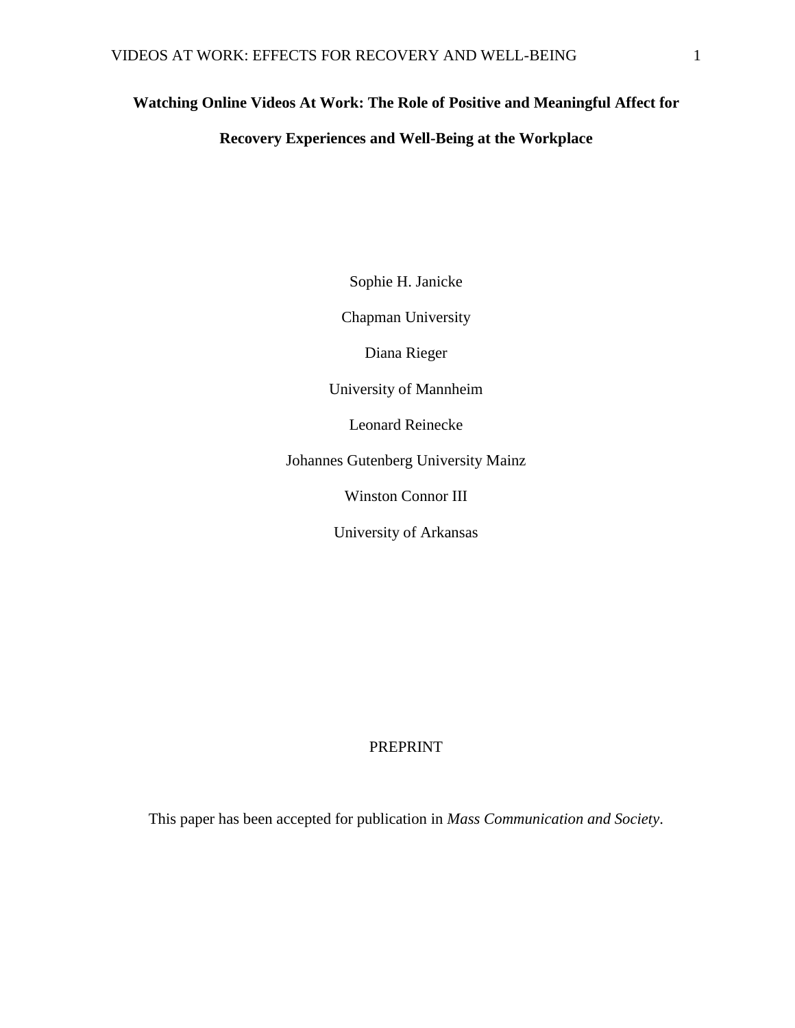# Watching Online Videos At Work: The Role of Positive and Meaningful Affect for Recovery Experiences and Well-Being at the Workplace

Sophie H. Janicke

Chapman University

Diana Rieger

University of Mannheim

Leonard Reinecke

Johannes Gutenberg University Mainz

Winston Connor III

University of Arkansas

PREPRINT

This paper has been accepted for publication in *Mass Communication and Society*.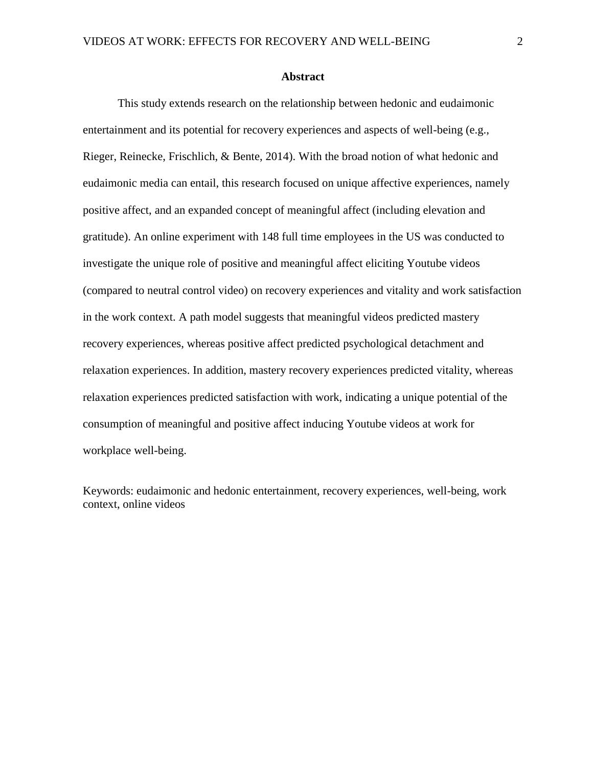## Abstract

This study extends research on the relationship between hedonic and eudaimonic entertainment and its potential for recovery experiences and aspects of well-being (e.g., Rieger, Reinecke, Frischlich, & Bente, 2014). With the broad notion of what hedonic and eudaimonic media can entail, this research focused on unique affective experiences, namely positive affect, and an expanded concept of meaningful affect (including elevation and gratitude). An online experiment with 148 full time employees in the US was conducted to investigate the unique role of positive and meaningful affect eliciting Youtube videos (compared to neutral control video) on recovery experiences and vitality and work satisfaction in the work context. A path model suggests that meaningful videos predicted mastery recovery experiences, whereas positive affect predicted psychological detachment and relaxation experiences. In addition, mastery recovery experiences predicted vitality, whereas relaxation experiences predicted satisfaction with work, indicating a unique potential of the consumption of meaningful and positive affect inducing Youtube videos at work for workplace well-being.

Keywords: eudaimonic and hedonic entertainment, recovery experiences, well-being, work context, online videos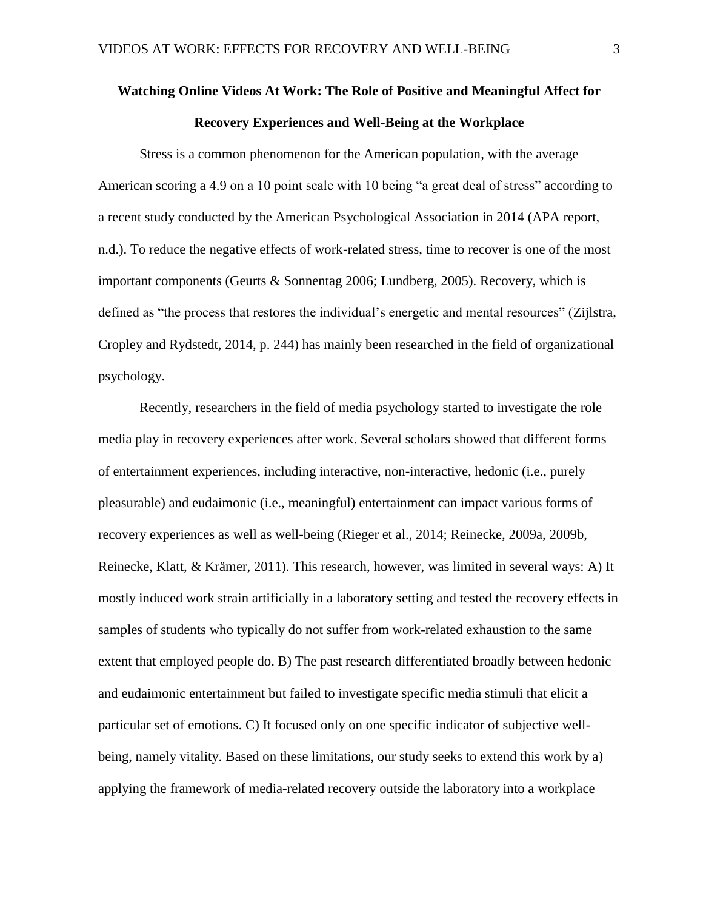## Watching Online Videos At Work: The Role of Positive and Meaningful Affect for Recovery Experiences and Well-Being at the Workplace

Stress is a common phenomenon for the American population, with the average American scoring a 4.9 on a 10 point scale with 10 being "a great deal of stress" according to a recent study conducted by the American Psychological Association in 2014 (APA report, n.d.). To reduce the negative effects of work-related stress, time to recover is one of the most important components (Geurts & Sonnentag 2006; Lundberg, 2005). Recovery, which is defined as "the process that restores the individual's energetic and mental resources" (Zijlstra, Cropley and Rydstedt, 2014, p. 244) has mainly been researched in the field of organizational psychology.

Recently, researchers in the field of media psychology started to investigate the role media play in recovery experiences after work. Several scholars showed that different forms of entertainment experiences, including interactive, non-interactive, hedonic (i.e., purely pleasurable) and eudaimonic (i.e., meaningful) entertainment can impact various forms of recovery experiences as well as well-being (Rieger et al., 2014; Reinecke, 2009a, 2009b, Reinecke, Klatt, & Krämer, 2011). This research, however, was limited in several ways: A) It mostly induced work strain artificially in a laboratory setting and tested the recovery effects in samples of students who typically do not suffer from work-related exhaustion to the same extent that employed people do. B) The past research differentiated broadly between hedonic and eudaimonic entertainment but failed to investigate specific media stimuli that elicit a particular set of emotions. C) It focused only on one specific indicator of subjective well-being, namely vitality. Based on these limitations, our study seeks to extend this work by a) applying the framework of media-related recovery outside the laboratory into a workplace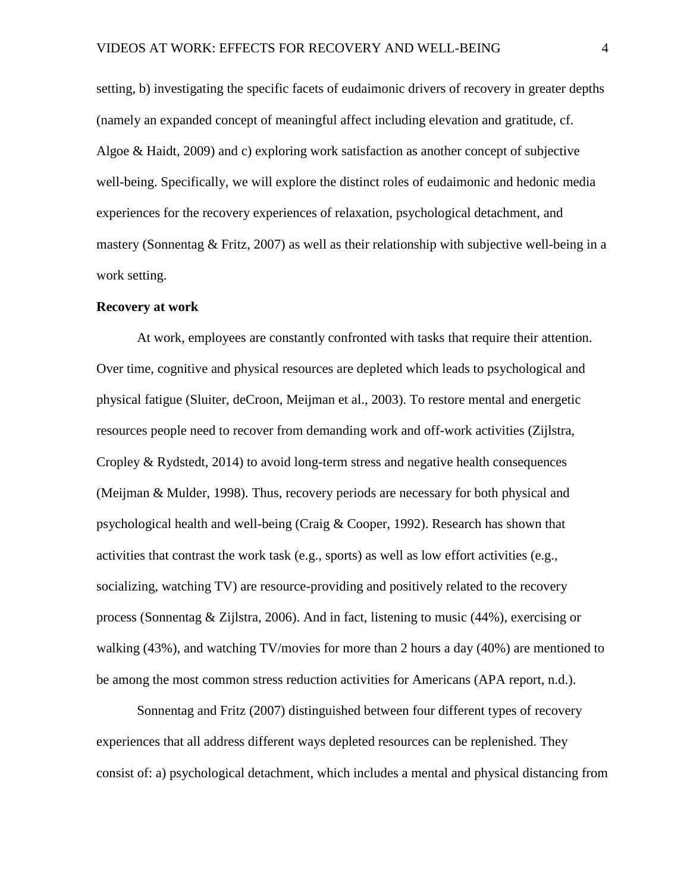setting, b) investigating the specific facets of eudaimonic drivers of recovery in greater depths (namely an expanded concept of meaningful affect including elevation and gratitude, cf. Algoe & Haidt, 2009) and c) exploring work satisfaction as another concept of subjective well-being. Specifically, we will explore the distinct roles of eudaimonic and hedonic media experiences for the recovery experiences of relaxation, psychological detachment, and mastery (Sonnentag & Fritz, 2007) as well as their relationship with subjective well-being in a work setting.

**Recovery at work**

At work, employees are constantly confronted with tasks that require their attention. Over time, cognitive and physical resources are depleted which leads to psychological and physical fatigue (Sluiter, deCroon, Meijman et al., 2003). To restore mental and energetic resources people need to recover from demanding work and off-work activities (Zijlstra, Cropley & Rydstedt, 2014) to avoid long-term stress and negative health consequences (Meijman & Mulder, 1998). Thus, recovery periods are necessary for both physical and psychological health and well-being (Craig & Cooper, 1992). Research has shown that activities that contrast the work task (e.g., sports) as well as low effort activities (e.g., socializing, watching TV) are resource-providing and positively related to the recovery process (Sonnentag & Zijlstra, 2006). And in fact, listening to music (44%), exercising or walking (43%), and watching TV/movies for more than 2 hours a day (40%) are mentioned to be among the most common stress reduction activities for Americans (APA report, n.d.).

Sonnentag and Fritz (2007) distinguished between four different types of recovery experiences that all address different ways depleted resources can be replenished. They consist of: a) psychological detachment, which includes a mental and physical distancing from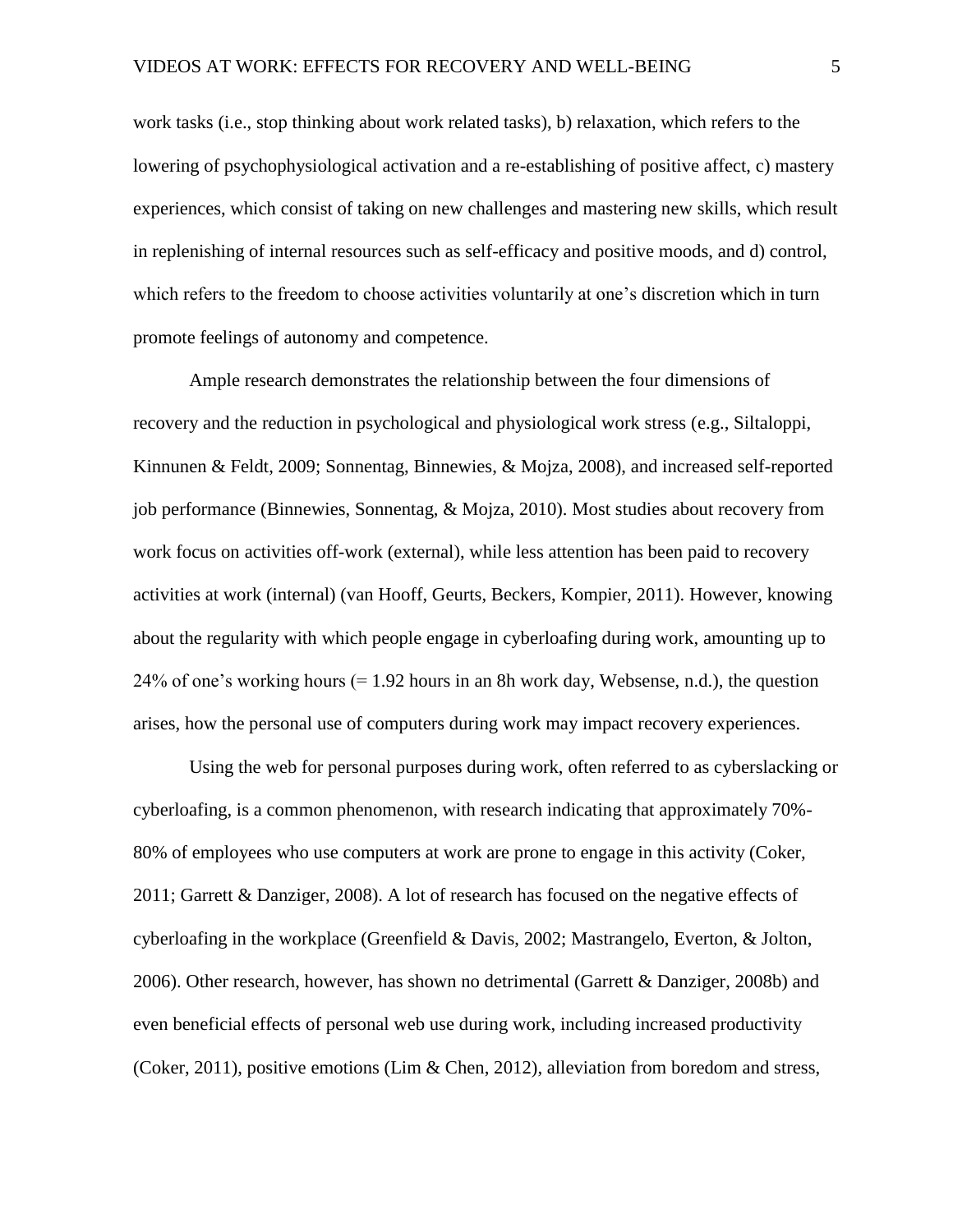work tasks (i.e., stop thinking about work related tasks), b) relaxation, which refers to the lowering of psychophysiological activation and a re-establishing of positive affect, c) mastery experiences, which consist of taking on new challenges and mastering new skills, which result in replenishing of internal resources such as self-efficacy and positive moods, and d) control, which refers to the freedom to choose activities voluntarily at one's discretion which in turn promote feelings of autonomy and competence.

Ample research demonstrates the relationship between the four dimensions of recovery and the reduction in psychological and physiological work stress (e.g., Siltaloppi, Kinnunen & Feldt, 2009; Sonnentag, Binnewies, & Mojza, 2008), and increased self-reported job performance (Binnewies, Sonnentag, & Mojza, 2010). Most studies about recovery from work focus on activities off-work (external), while less attention has been paid to recovery activities at work (internal) (van Hooff, Geurts, Beckers, Kompier, 2011). However, knowing about the regularity with which people engage in cyberloafing during work, amounting up to 24% of one's working hours (= 1.92 hours in an 8h work day, Websense, n.d.), the question arises, how the personal use of computers during work may impact recovery experiences.

Using the web for personal purposes during work, often referred to as cyberslacking or cyberloafing, is a common phenomenon, with research indicating that approximately 70%-80% of employees who use computers at work are prone to engage in this activity (Coker, 2011; Garrett & Danziger, 2008). A lot of research has focused on the negative effects of cyberloafing in the workplace (Greenfield & Davis, 2002; Mastrangelo, Everton, & Jolton, 2006). Other research, however, has shown no detrimental (Garrett & Danziger, 2008b) and even beneficial effects of personal web use during work, including increased productivity (Coker, 2011), positive emotions (Lim & Chen, 2012), alleviation from boredom and stress,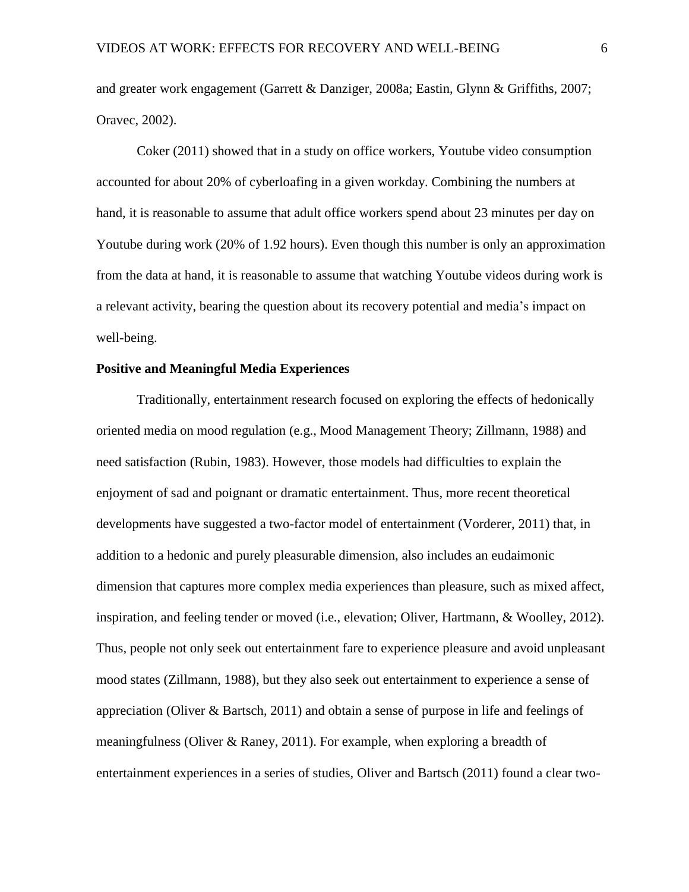and greater work engagement (Garrett & Danziger, 2008a; Eastin, Glynn & Griffiths, 2007; Oravec, 2002).

Coker (2011) showed that in a study on office workers, Youtube video consumption accounted for about 20% of cyberloafing in a given workday. Combining the numbers at hand, it is reasonable to assume that adult office workers spend about 23 minutes per day on Youtube during work (20% of 1.92 hours). Even though this number is only an approximation from the data at hand, it is reasonable to assume that watching Youtube videos during work is a relevant activity, bearing the question about its recovery potential and media's impact on well-being.

**Positive and Meaningful Media Experiences**

Traditionally, entertainment research focused on exploring the effects of hedonically oriented media on mood regulation (e.g., Mood Management Theory; Zillmann, 1988) and need satisfaction (Rubin, 1983). However, those models had difficulties to explain the enjoyment of sad and poignant or dramatic entertainment. Thus, more recent theoretical developments have suggested a two-factor model of entertainment (Vorderer, 2011) that, in addition to a hedonic and purely pleasurable dimension, also includes an eudaimonic dimension that captures more complex media experiences than pleasure, such as mixed affect, inspiration, and feeling tender or moved (i.e., elevation; Oliver, Hartmann, & Woolley, 2012). Thus, people not only seek out entertainment fare to experience pleasure and avoid unpleasant mood states (Zillmann, 1988), but they also seek out entertainment to experience a sense of appreciation (Oliver & Bartsch, 2011) and obtain a sense of purpose in life and feelings of meaningfulness (Oliver & Raney, 2011). For example, when exploring a breadth of entertainment experiences in a series of studies, Oliver and Bartsch (2011) found a clear two-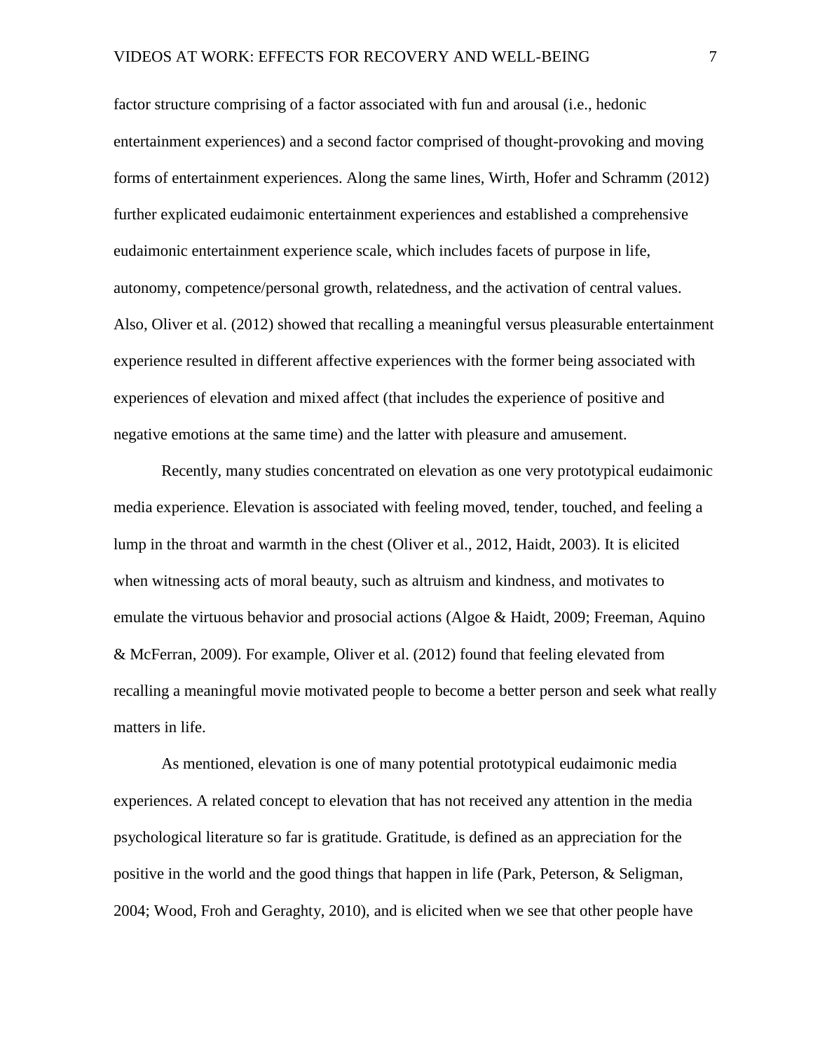factor structure comprising of a factor associated with fun and arousal (i.e., hedonic entertainment experiences) and a second factor comprised of thought-provoking and moving forms of entertainment experiences. Along the same lines, Wirth, Hofer and Schramm (2012) further explicated eudaimonic entertainment experiences and established a comprehensive eudaimonic entertainment experience scale, which includes facets of purpose in life, autonomy, competence/personal growth, relatedness, and the activation of central values. Also, Oliver et al. (2012) showed that recalling a meaningful versus pleasurable entertainment experience resulted in different affective experiences with the former being associated with experiences of elevation and mixed affect (that includes the experience of positive and negative emotions at the same time) and the latter with pleasure and amusement.

Recently, many studies concentrated on elevation as one very prototypical eudaimonic media experience. Elevation is associated with feeling moved, tender, touched, and feeling a lump in the throat and warmth in the chest (Oliver et al., 2012, Haidt, 2003). It is elicited when witnessing acts of moral beauty, such as altruism and kindness, and motivates to emulate the virtuous behavior and prosocial actions (Algoe & Haidt, 2009; Freeman, Aquino & McFerran, 2009). For example, Oliver et al. (2012) found that feeling elevated from recalling a meaningful movie motivated people to become a better person and seek what really matters in life.

As mentioned, elevation is one of many potential prototypical eudaimonic media experiences. A related concept to elevation that has not received any attention in the media psychological literature so far is gratitude. Gratitude, is defined as an appreciation for the positive in the world and the good things that happen in life (Park, Peterson, & Seligman, 2004; Wood, Froh and Geraghty, 2010), and is elicited when we see that other people have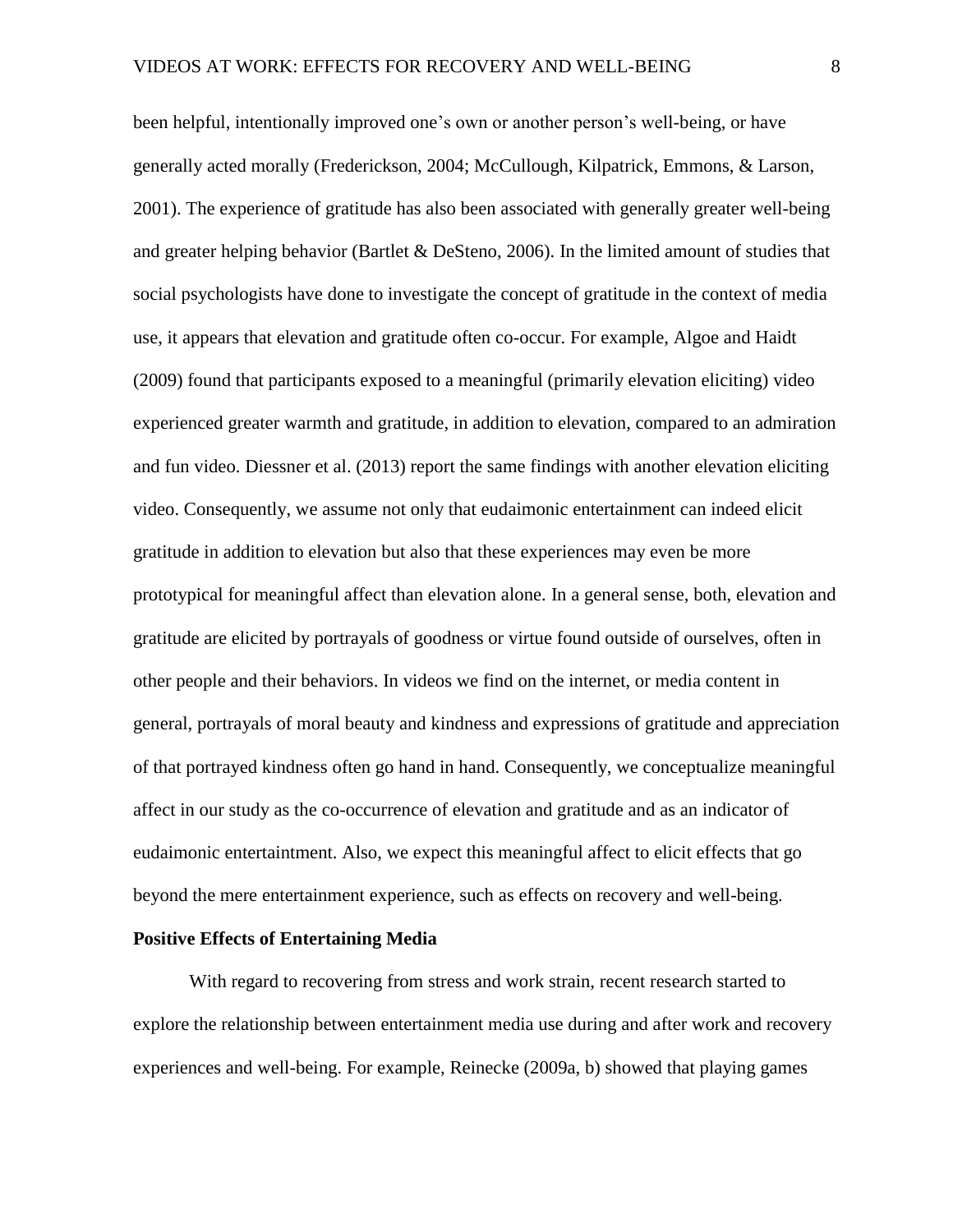been helpful, intentionally improved one's own or another person's well-being, or have generally acted morally (Frederickson, 2004; McCullough, Kilpatrick, Emmons, & Larson, 2001). The experience of gratitude has also been associated with generally greater well-being and greater helping behavior (Bartlet & DeSteno, 2006). In the limited amount of studies that social psychologists have done to investigate the concept of gratitude in the context of media use, it appears that elevation and gratitude often co-occur. For example, Algoe and Haidt (2009) found that participants exposed to a meaningful (primarily elevation eliciting) video experienced greater warmth and gratitude, in addition to elevation, compared to an admiration and fun video. Diessner et al. (2013) report the same findings with another elevation eliciting video. Consequently, we assume not only that eudaimonic entertainment can indeed elicit gratitude in addition to elevation but also that these experiences may even be more prototypical for meaningful affect than elevation alone. In a general sense, both, elevation and gratitude are elicited by portrayals of goodness or virtue found outside of ourselves, often in other people and their behaviors. In videos we find on the internet, or media content in general, portrayals of moral beauty and kindness and expressions of gratitude and appreciation of that portrayed kindness often go hand in hand. Consequently, we conceptualize meaningful affect in our study as the co-occurrence of elevation and gratitude and as an indicator of eudaimonic entertaintment. Also, we expect this meaningful affect to elicit effects that go beyond the mere entertainment experience, such as effects on recovery and well-being.

## Positive Effects of Entertaining Media

With regard to recovering from stress and work strain, recent research started to explore the relationship between entertainment media use during and after work and recovery experiences and well-being. For example, Reinecke (2009a, b) showed that playing games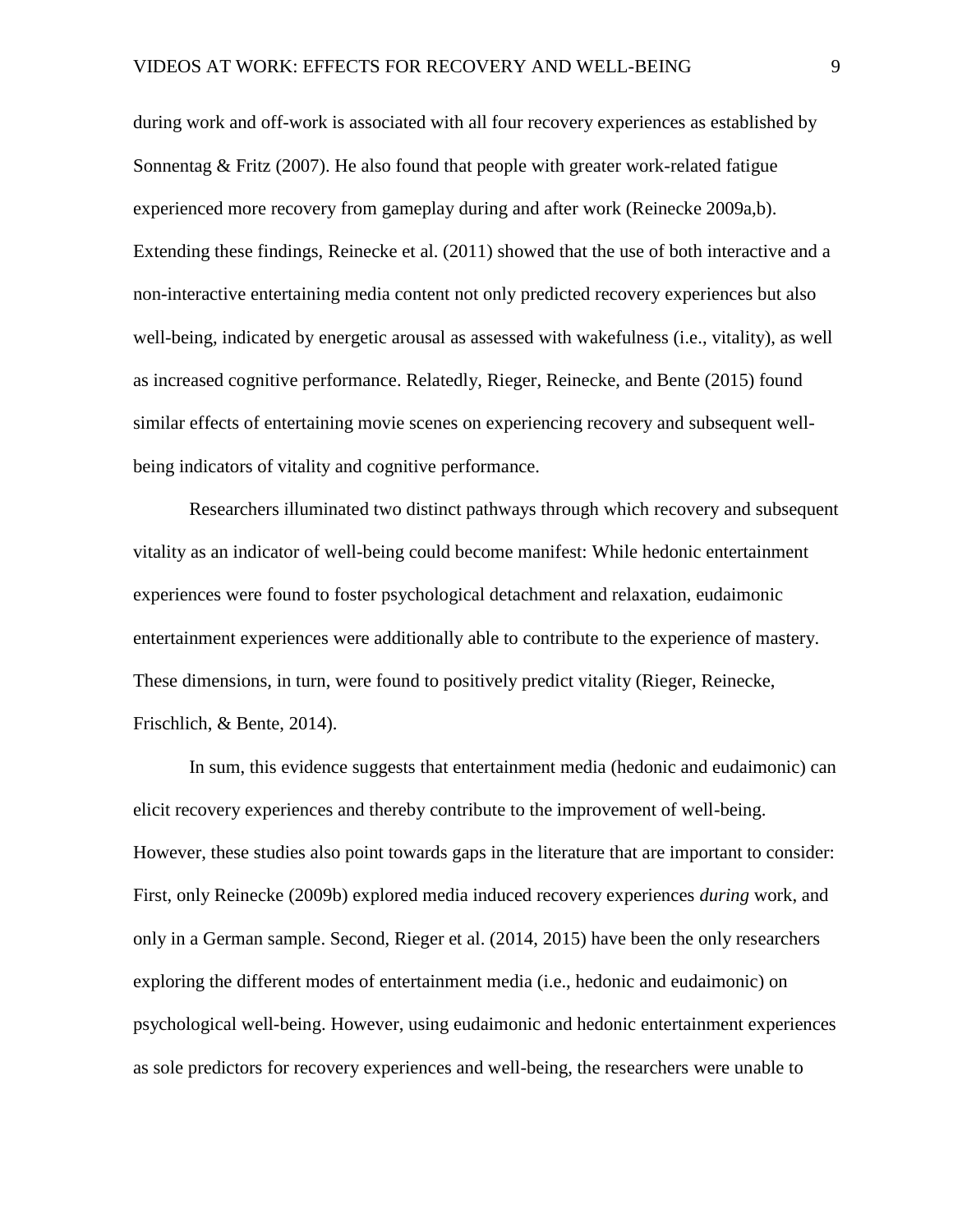during work and off-work is associated with all four recovery experiences as established by Sonnentag & Fritz (2007). He also found that people with greater work-related fatigue experienced more recovery from gameplay during and after work (Reinecke 2009a,b). Extending these findings, Reinecke et al. (2011) showed that the use of both interactive and a non-interactive entertaining media content not only predicted recovery experiences but also well-being, indicated by energetic arousal as assessed with wakefulness (i.e., vitality), as well as increased cognitive performance. Relatedly, Rieger, Reinecke, and Bente (2015) found similar effects of entertaining movie scenes on experiencing recovery and subsequent well-being indicators of vitality and cognitive performance.

Researchers illuminated two distinct pathways through which recovery and subsequent vitality as an indicator of well-being could become manifest: While hedonic entertainment experiences were found to foster psychological detachment and relaxation, eudaimonic entertainment experiences were additionally able to contribute to the experience of mastery. These dimensions, in turn, were found to positively predict vitality (Rieger, Reinecke, Frischlich, & Bente, 2014).

In sum, this evidence suggests that entertainment media (hedonic and eudaimonic) can elicit recovery experiences and thereby contribute to the improvement of well-being. However, these studies also point towards gaps in the literature that are important to consider: First, only Reinecke (2009b) explored media induced recovery experiences *during* work, and only in a German sample. Second, Rieger et al. (2014, 2015) have been the only researchers exploring the different modes of entertainment media (i.e., hedonic and eudaimonic) on psychological well-being. However, using eudaimonic and hedonic entertainment experiences as sole predictors for recovery experiences and well-being, the researchers were unable to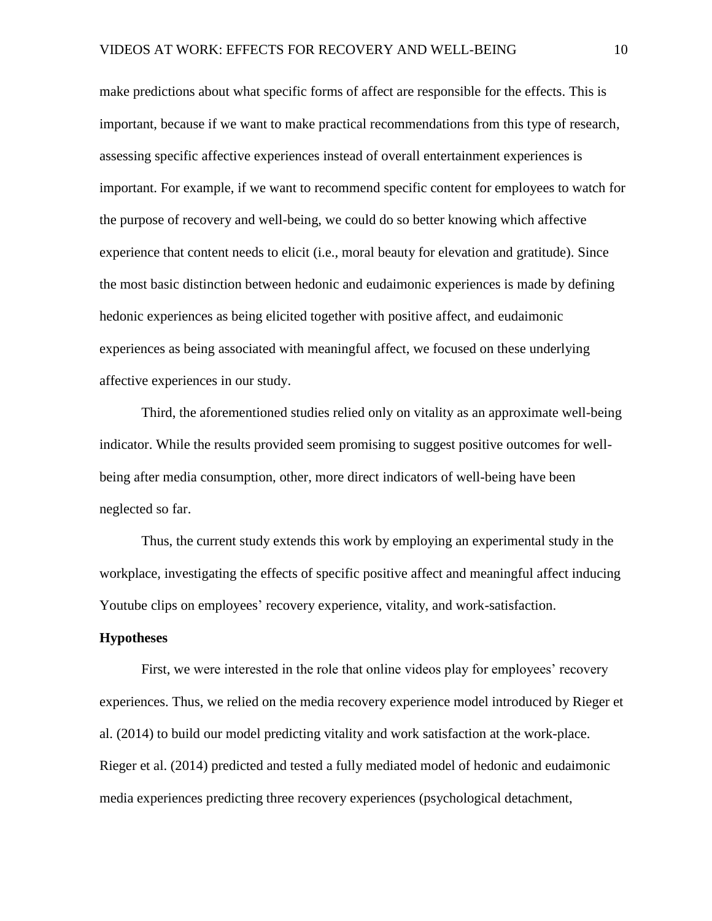make predictions about what specific forms of affect are responsible for the effects. This is important, because if we want to make practical recommendations from this type of research, assessing specific affective experiences instead of overall entertainment experiences is important. For example, if we want to recommend specific content for employees to watch for the purpose of recovery and well-being, we could do so better knowing which affective experience that content needs to elicit (i.e., moral beauty for elevation and gratitude). Since the most basic distinction between hedonic and eudaimonic experiences is made by defining hedonic experiences as being elicited together with positive affect, and eudaimonic experiences as being associated with meaningful affect, we focused on these underlying affective experiences in our study.

Third, the aforementioned studies relied only on vitality as an approximate well-being indicator. While the results provided seem promising to suggest positive outcomes for well-being after media consumption, other, more direct indicators of well-being have been neglected so far.

Thus, the current study extends this work by employing an experimental study in the workplace, investigating the effects of specific positive affect and meaningful affect inducing Youtube clips on employees' recovery experience, vitality, and work-satisfaction.

**Hypotheses**

First, we were interested in the role that online videos play for employees' recovery experiences. Thus, we relied on the media recovery experience model introduced by Rieger et al. (2014) to build our model predicting vitality and work satisfaction at the work-place. Rieger et al. (2014) predicted and tested a fully mediated model of hedonic and eudaimonic media experiences predicting three recovery experiences (psychological detachment,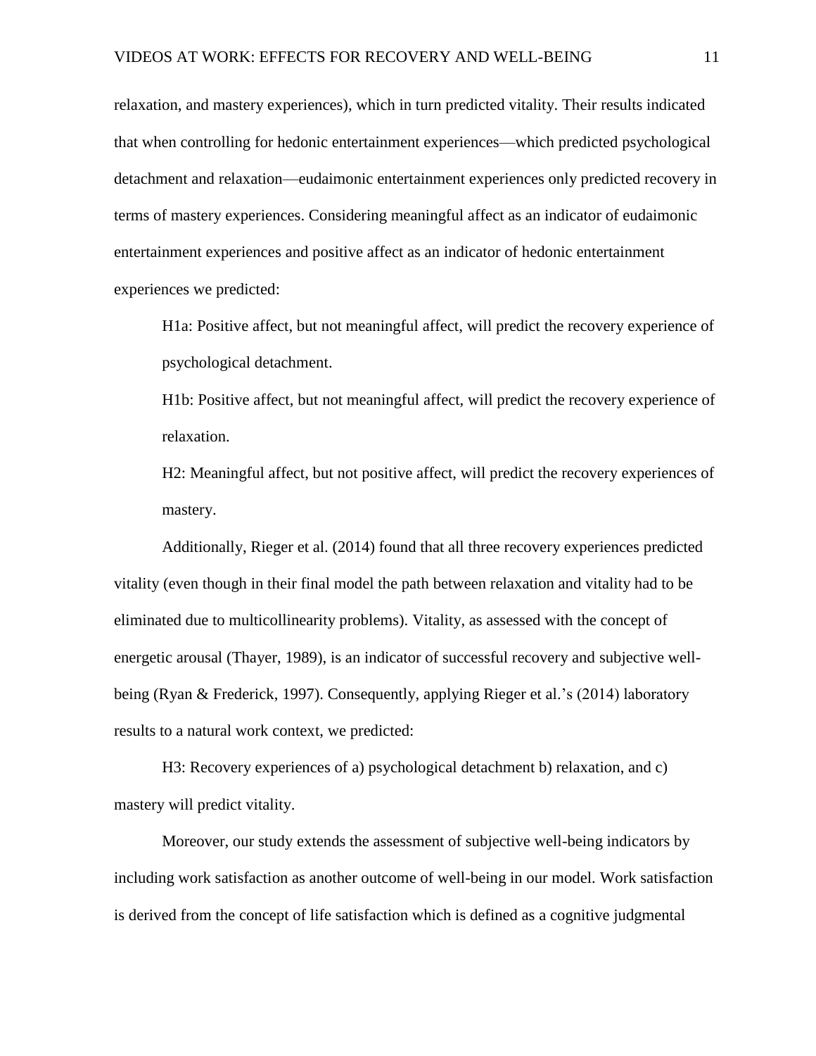relaxation, and mastery experiences), which in turn predicted vitality. Their results indicated that when controlling for hedonic entertainment experiences—which predicted psychological detachment and relaxation—eudaimonic entertainment experiences only predicted recovery in terms of mastery experiences. Considering meaningful affect as an indicator of eudaimonic entertainment experiences and positive affect as an indicator of hedonic entertainment experiences we predicted:

H1a: Positive affect, but not meaningful affect, will predict the recovery experience of psychological detachment.

H1b: Positive affect, but not meaningful affect, will predict the recovery experience of relaxation.

H2: Meaningful affect, but not positive affect, will predict the recovery experiences of mastery.

Additionally, Rieger et al. (2014) found that all three recovery experiences predicted vitality (even though in their final model the path between relaxation and vitality had to be eliminated due to multicollinearity problems). Vitality, as assessed with the concept of energetic arousal (Thayer, 1989), is an indicator of successful recovery and subjective well-being (Ryan & Frederick, 1997). Consequently, applying Rieger et al.'s (2014) laboratory results to a natural work context, we predicted:

H3: Recovery experiences of a) psychological detachment b) relaxation, and c) mastery will predict vitality.

Moreover, our study extends the assessment of subjective well-being indicators by including work satisfaction as another outcome of well-being in our model. Work satisfaction is derived from the concept of life satisfaction which is defined as a cognitive judgmental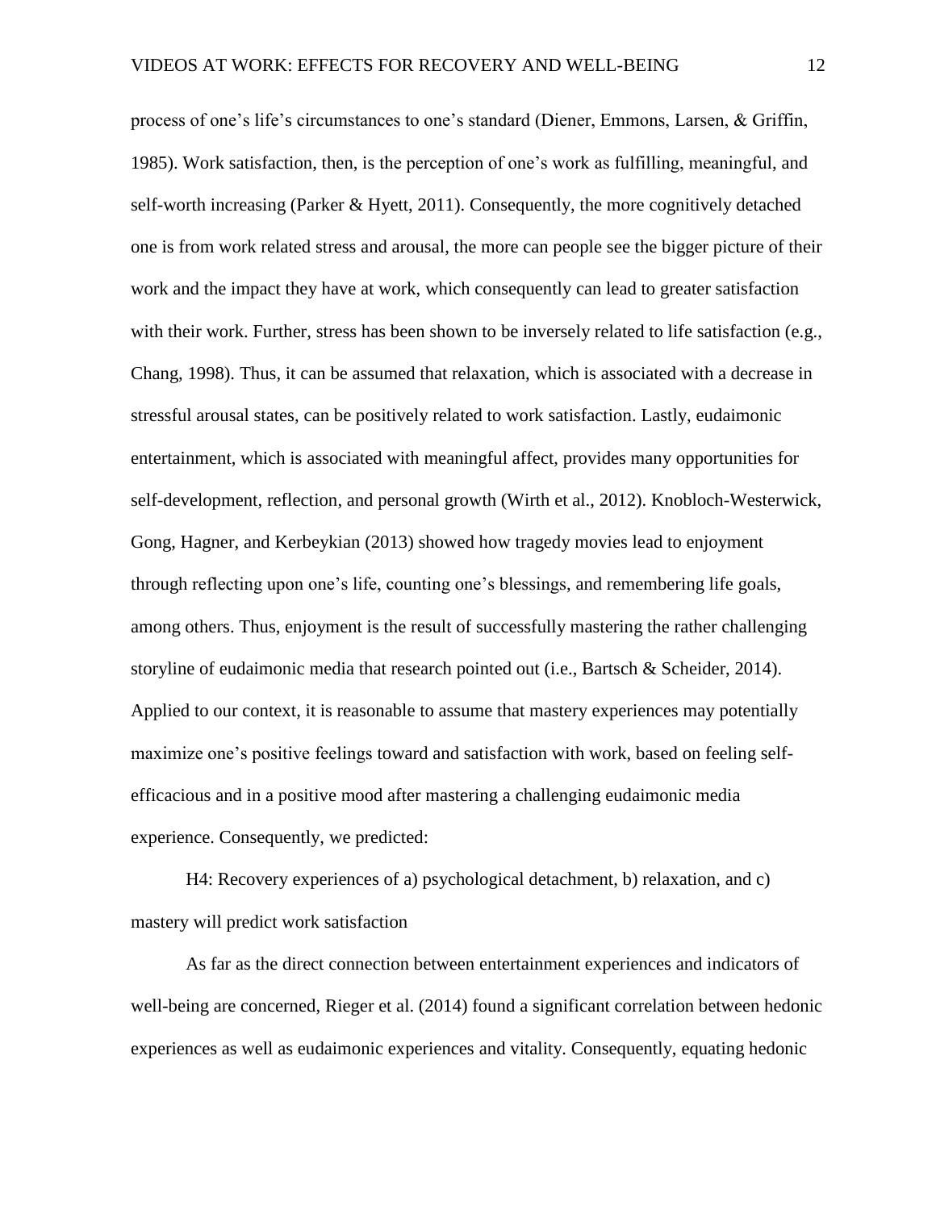process of one's life's circumstances to one's standard (Diener, Emmons, Larsen, & Griffin, 1985). Work satisfaction, then, is the perception of one's work as fulfilling, meaningful, and self-worth increasing (Parker & Hyett, 2011). Consequently, the more cognitively detached one is from work related stress and arousal, the more can people see the bigger picture of their work and the impact they have at work, which consequently can lead to greater satisfaction with their work. Further, stress has been shown to be inversely related to life satisfaction (e.g., Chang, 1998). Thus, it can be assumed that relaxation, which is associated with a decrease in stressful arousal states, can be positively related to work satisfaction. Lastly, eudaimonic entertainment, which is associated with meaningful affect, provides many opportunities for self-development, reflection, and personal growth (Wirth et al., 2012). Knobloch-Westerwick, Gong, Hagner, and Kerbeykian (2013) showed how tragedy movies lead to enjoyment through reflecting upon one's life, counting one's blessings, and remembering life goals, among others. Thus, enjoyment is the result of successfully mastering the rather challenging storyline of eudaimonic media that research pointed out (i.e., Bartsch & Scheider, 2014). Applied to our context, it is reasonable to assume that mastery experiences may potentially maximize one's positive feelings toward and satisfaction with work, based on feeling self-efficacious and in a positive mood after mastering a challenging eudaimonic media experience. Consequently, we predicted:

H4: Recovery experiences of a) psychological detachment, b) relaxation, and c) mastery will predict work satisfaction

As far as the direct connection between entertainment experiences and indicators of well-being are concerned, Rieger et al. (2014) found a significant correlation between hedonic experiences as well as eudaimonic experiences and vitality. Consequently, equating hedonic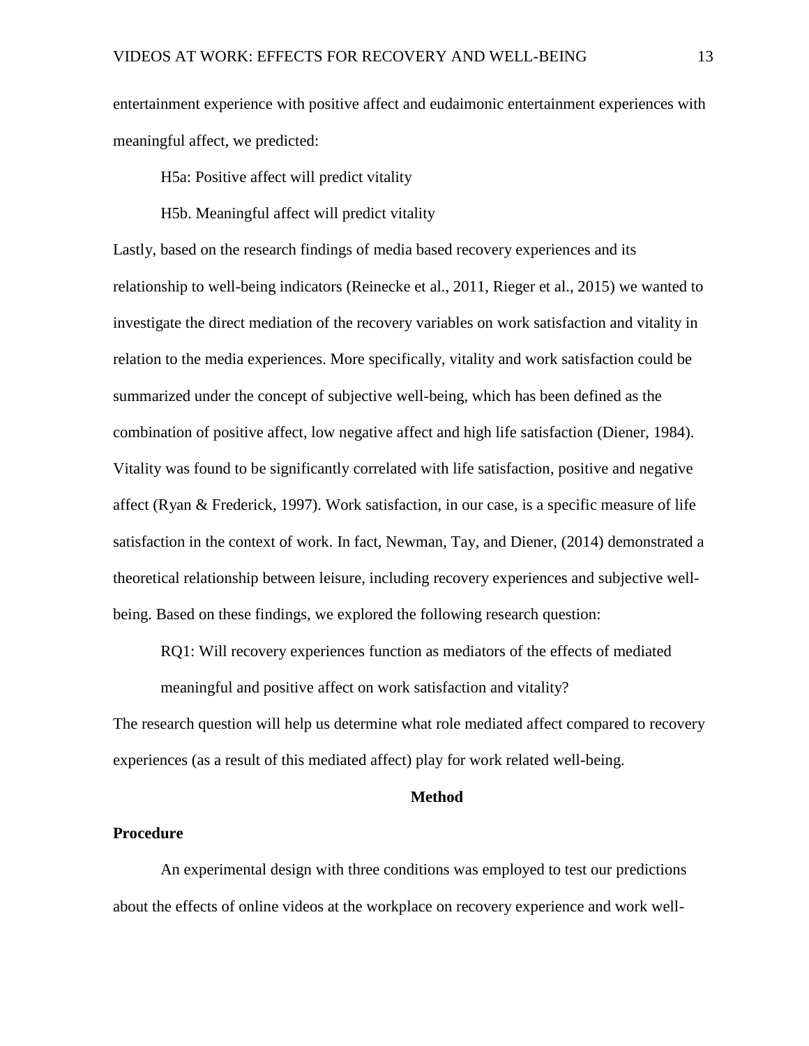entertainment experience with positive affect and eudaimonic entertainment experiences with meaningful affect, we predicted:

H5a: Positive affect will predict vitality

H5b. Meaningful affect will predict vitality

Lastly, based on the research findings of media based recovery experiences and its relationship to well-being indicators (Reinecke et al., 2011, Rieger et al., 2015) we wanted to investigate the direct mediation of the recovery variables on work satisfaction and vitality in relation to the media experiences. More specifically, vitality and work satisfaction could be summarized under the concept of subjective well-being, which has been defined as the combination of positive affect, low negative affect and high life satisfaction (Diener, 1984). Vitality was found to be significantly correlated with life satisfaction, positive and negative affect (Ryan & Frederick, 1997). Work satisfaction, in our case, is a specific measure of life satisfaction in the context of work. In fact, Newman, Tay, and Diener, (2014) demonstrated a theoretical relationship between leisure, including recovery experiences and subjective well-being. Based on these findings, we explored the following research question:

RQ1: Will recovery experiences function as mediators of the effects of mediated meaningful and positive affect on work satisfaction and vitality?

The research question will help us determine what role mediated affect compared to recovery experiences (as a result of this mediated affect) play for work related well-being.

## Method

### Procedure

An experimental design with three conditions was employed to test our predictions about the effects of online videos at the workplace on recovery experience and work well-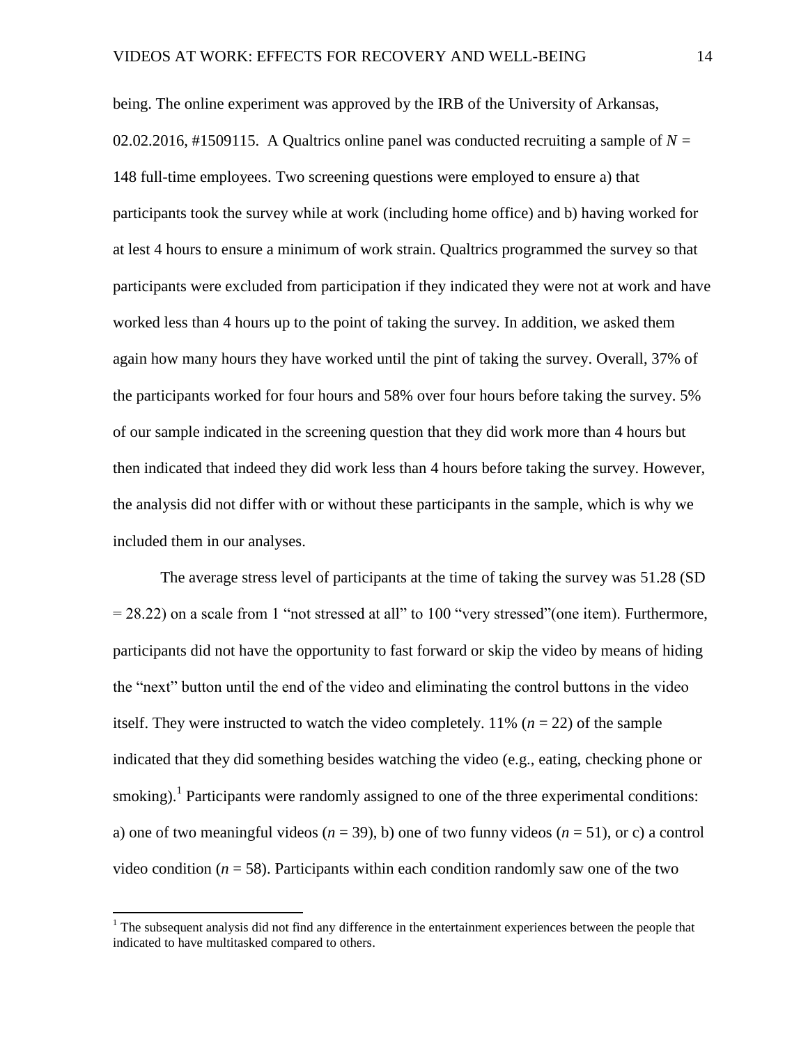being. The online experiment was approved by the IRB of the University of Arkansas, 02.02.2016, #1509115. A Qualtrics online panel was conducted recruiting a sample of $N$ = 148 full-time employees. Two screening questions were employed to ensure a) that participants took the survey while at work (including home office) and b) having worked for at lest 4 hours to ensure a minimum of work strain. Qualtrics programmed the survey so that participants were excluded from participation if they indicated they were not at work and have worked less than 4 hours up to the point of taking the survey. In addition, we asked them again how many hours they have worked until the pint of taking the survey. Overall, 37% of the participants worked for four hours and 58% over four hours before taking the survey. 5% of our sample indicated in the screening question that they did work more than 4 hours but then indicated that indeed they did work less than 4 hours before taking the survey. However, the analysis did not differ with or without these participants in the sample, which is why we included them in our analyses.

The average stress level of participants at the time of taking the survey was 51.28 (SD = 28.22) on a scale from 1 “not stressed at all” to 100 “very stressed”(one item). Furthermore, participants did not have the opportunity to fast forward or skip the video by means of hiding the “next” button until the end of the video and eliminating the control buttons in the video itself. They were instructed to watch the video completely. 11% ($n$ = 22) of the sample indicated that they did something besides watching the video (e.g., eating, checking phone or smoking).[1] Participants were randomly assigned to one of the three experimental conditions: a) one of two meaningful videos ($n$ = 39), b) one of two funny videos ($n$ = 51), or c) a control video condition ($n$ = 58). Participants within each condition randomly saw one of the two

[1] The subsequent analysis did not find any difference in the entertainment experiences between the people that indicated to have multitasked compared to others.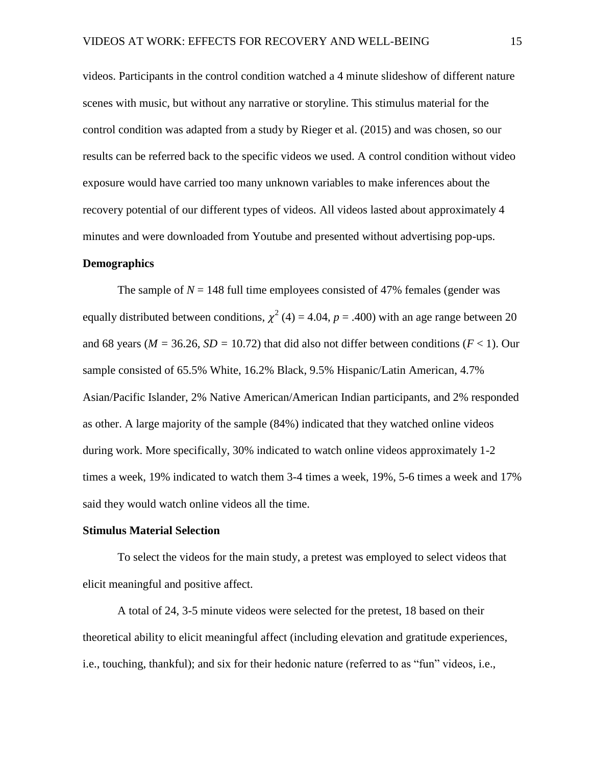videos. Participants in the control condition watched a 4 minute slideshow of different nature scenes with music, but without any narrative or storyline. This stimulus material for the control condition was adapted from a study by Rieger et al. (2015) and was chosen, so our results can be referred back to the specific videos we used. A control condition without video exposure would have carried too many unknown variables to make inferences about the recovery potential of our different types of videos. All videos lasted about approximately 4 minutes and were downloaded from Youtube and presented without advertising pop-ups.

**Demographics**

The sample of $N$ = 148 full time employees consisted of 47% females (gender was equally distributed between conditions, $\chi^2$ (4) = 4.04, $p$ = .400) with an age range between 20 and 68 years ($M$ = 36.26, $SD$ = 10.72) that did also not differ between conditions ($F$ < 1). Our sample consisted of 65.5% White, 16.2% Black, 9.5% Hispanic/Latin American, 4.7% Asian/Pacific Islander, 2% Native American/American Indian participants, and 2% responded as other. A large majority of the sample (84%) indicated that they watched online videos during work. More specifically, 30% indicated to watch online videos approximately 1-2 times a week, 19% indicated to watch them 3-4 times a week, 19%, 5-6 times a week and 17% said they would watch online videos all the time.

**Stimulus Material Selection**

To select the videos for the main study, a pretest was employed to select videos that elicit meaningful and positive affect.

A total of 24, 3-5 minute videos were selected for the pretest, 18 based on their theoretical ability to elicit meaningful affect (including elevation and gratitude experiences, i.e., touching, thankful); and six for their hedonic nature (referred to as "fun" videos, i.e.,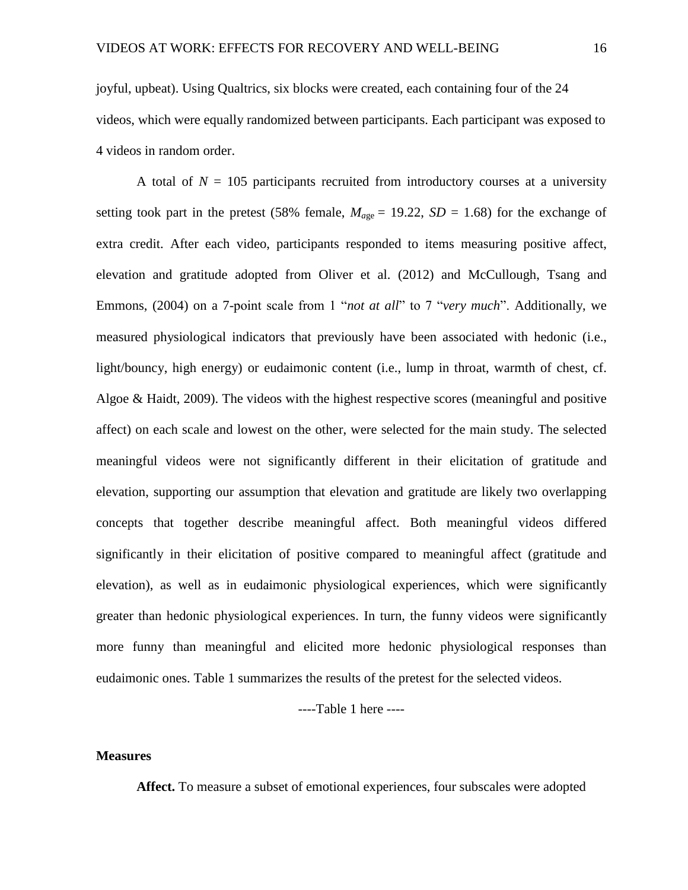joyful, upbeat). Using Qualtrics, six blocks were created, each containing four of the 24 videos, which were equally randomized between participants. Each participant was exposed to 4 videos in random order.

A total of $N$ = 105 participants recruited from introductory courses at a university setting took part in the pretest (58% female, $M_{age}$ = 19.22, $SD$ = 1.68) for the exchange of extra credit. After each video, participants responded to items measuring positive affect, elevation and gratitude adopted from Oliver et al. (2012) and McCullough, Tsang and Emmons, (2004) on a 7-point scale from 1 "*not at all*" to 7 "*very much*". Additionally, we measured physiological indicators that previously have been associated with hedonic (i.e., light/bouncy, high energy) or eudaimonic content (i.e., lump in throat, warmth of chest, cf. Algoe & Haidt, 2009). The videos with the highest respective scores (meaningful and positive affect) on each scale and lowest on the other, were selected for the main study. The selected meaningful videos were not significantly different in their elicitation of gratitude and elevation, supporting our assumption that elevation and gratitude are likely two overlapping concepts that together describe meaningful affect. Both meaningful videos differed significantly in their elicitation of positive compared to meaningful affect (gratitude and elevation), as well as in eudaimonic physiological experiences, which were significantly greater than hedonic physiological experiences. In turn, the funny videos were significantly more funny than meaningful and elicited more hedonic physiological responses than eudaimonic ones. Table 1 summarizes the results of the pretest for the selected videos.

----Table 1 here ----

## Measures

**Affect.** To measure a subset of emotional experiences, four subscales were adopted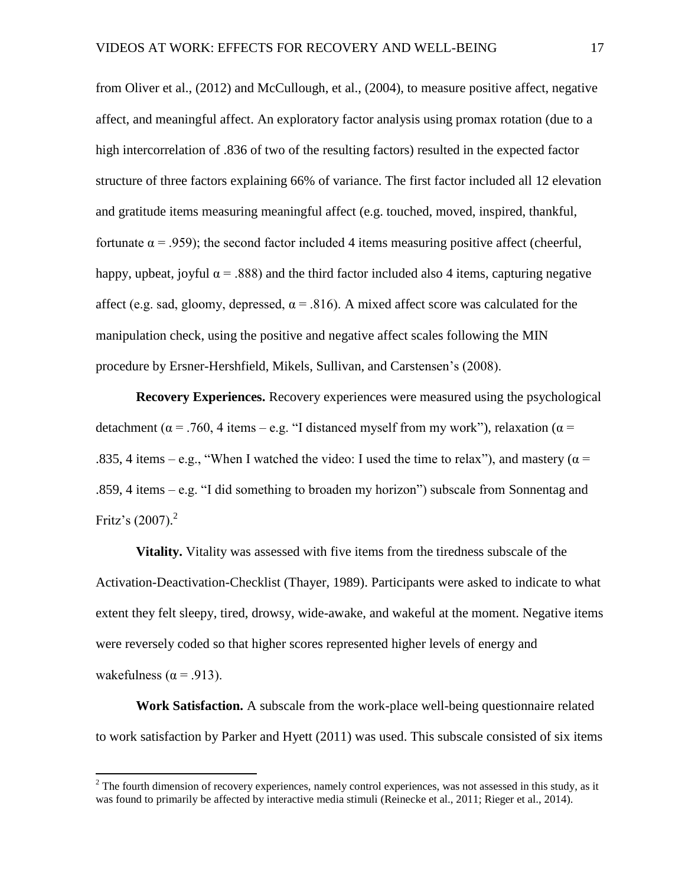from Oliver et al., (2012) and McCullough, et al., (2004), to measure positive affect, negative affect, and meaningful affect. An exploratory factor analysis using promax rotation (due to a high intercorrelation of .836 of two of the resulting factors) resulted in the expected factor structure of three factors explaining 66% of variance. The first factor included all 12 elevation and gratitude items measuring meaningful affect (e.g. touched, moved, inspired, thankful, fortunate $\alpha = .959$); the second factor included 4 items measuring positive affect (cheerful, happy, upbeat, joyful $\alpha = .888$) and the third factor included also 4 items, capturing negative affect (e.g. sad, gloomy, depressed, $\alpha = .816$). A mixed affect score was calculated for the manipulation check, using the positive and negative affect scales following the MIN procedure by Ersner-Hershfield, Mikels, Sullivan, and Carstensen's (2008).

**Recovery Experiences.** Recovery experiences were measured using the psychological detachment ($\alpha = .760$, 4 items – e.g. "I distanced myself from my work"), relaxation ($\alpha = .835$, 4 items – e.g., "When I watched the video: I used the time to relax"), and mastery ($\alpha = .859$, 4 items – e.g. "I did something to broaden my horizon") subscale from Sonnentag and Fritz's (2007).[2]

**Vitality.** Vitality was assessed with five items from the tiredness subscale of the Activation-Deactivation-Checklist (Thayer, 1989). Participants were asked to indicate to what extent they felt sleepy, tired, drowsy, wide-awake, and wakeful at the moment. Negative items were reversely coded so that higher scores represented higher levels of energy and wakefulness ($\alpha = .913$).

**Work Satisfaction.** A subscale from the work-place well-being questionnaire related to work satisfaction by Parker and Hyett (2011) was used. This subscale consisted of six items

[2] The fourth dimension of recovery experiences, namely control experiences, was not assessed in this study, as it was found to primarily be affected by interactive media stimuli (Reinecke et al., 2011; Rieger et al., 2014).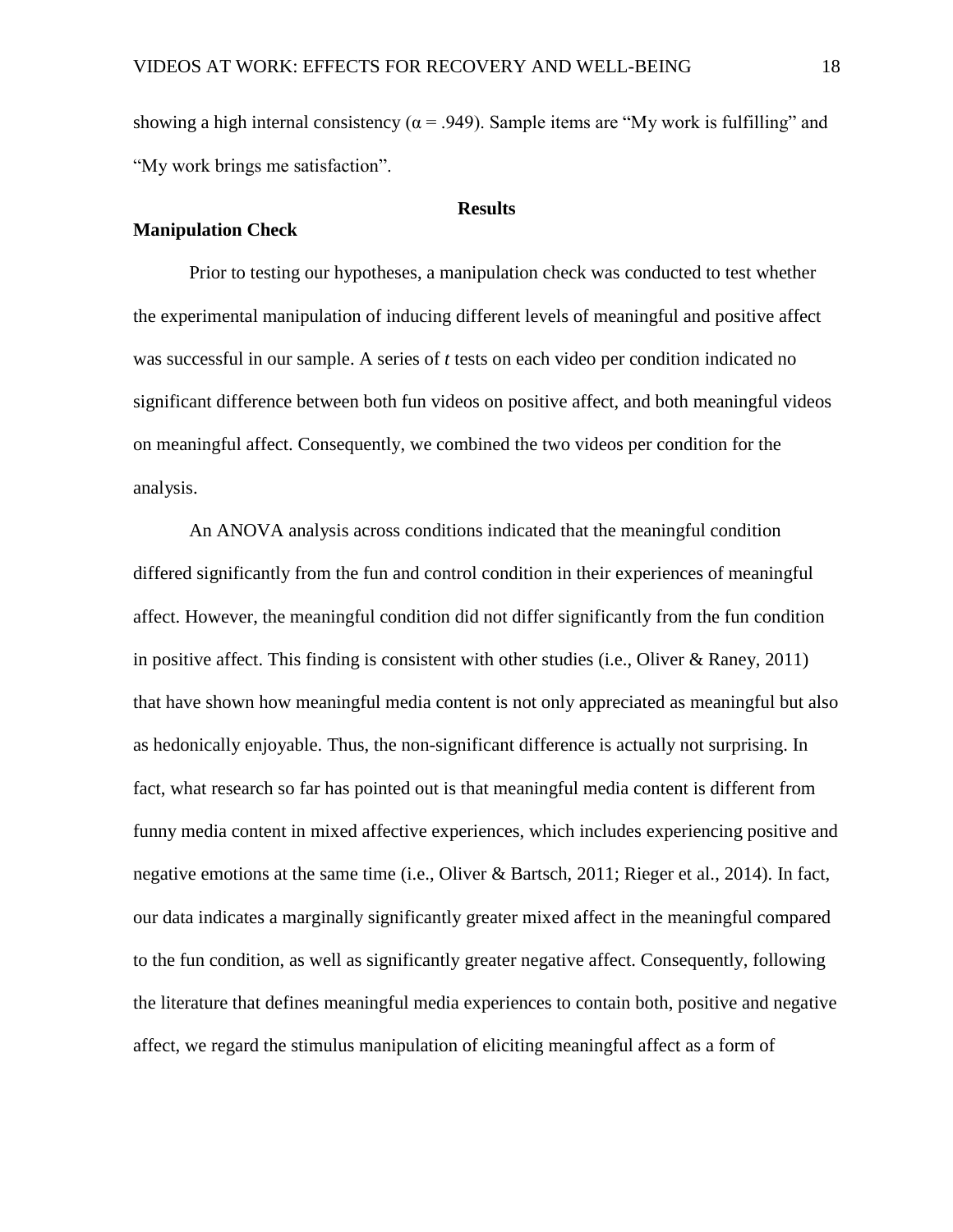showing a high internal consistency ($\alpha = .949$). Sample items are "My work is fulfilling" and "My work brings me satisfaction".

## Results

### Manipulation Check

Prior to testing our hypotheses, a manipulation check was conducted to test whether the experimental manipulation of inducing different levels of meaningful and positive affect was successful in our sample. A series of *t* tests on each video per condition indicated no significant difference between both fun videos on positive affect, and both meaningful videos on meaningful affect. Consequently, we combined the two videos per condition for the analysis.

An ANOVA analysis across conditions indicated that the meaningful condition differed significantly from the fun and control condition in their experiences of meaningful affect. However, the meaningful condition did not differ significantly from the fun condition in positive affect. This finding is consistent with other studies (i.e., Oliver & Raney, 2011) that have shown how meaningful media content is not only appreciated as meaningful but also as hedonically enjoyable. Thus, the non-significant difference is actually not surprising. In fact, what research so far has pointed out is that meaningful media content is different from funny media content in mixed affective experiences, which includes experiencing positive and negative emotions at the same time (i.e., Oliver & Bartsch, 2011; Rieger et al., 2014). In fact, our data indicates a marginally significantly greater mixed affect in the meaningful compared to the fun condition, as well as significantly greater negative affect. Consequently, following the literature that defines meaningful media experiences to contain both, positive and negative affect, we regard the stimulus manipulation of eliciting meaningful affect as a form of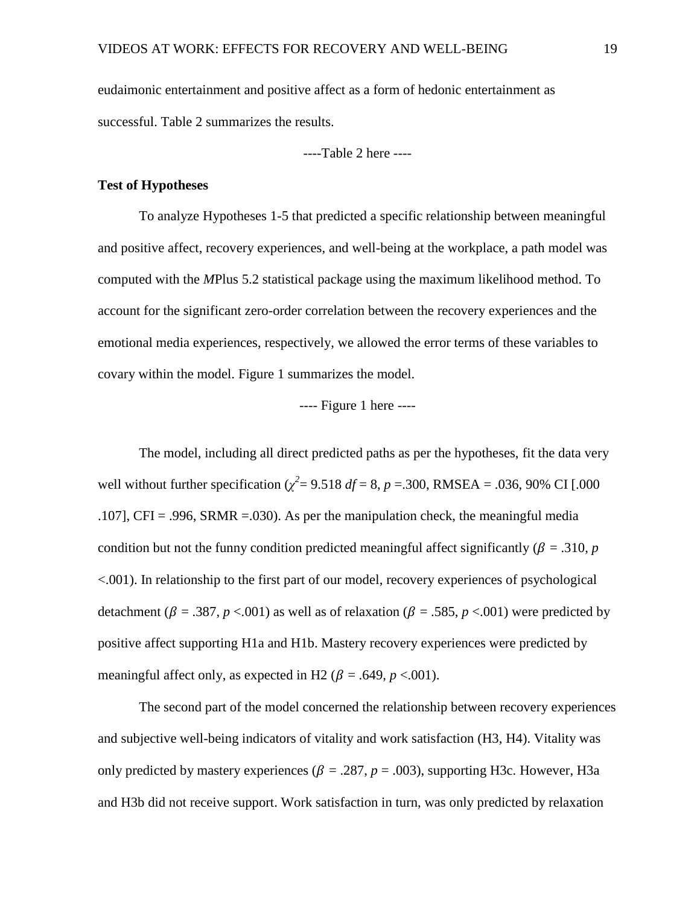eudaimonic entertainment and positive affect as a form of hedonic entertainment as successful. Table 2 summarizes the results.

----Table 2 here ----

**Test of Hypotheses**

To analyze Hypotheses 1-5 that predicted a specific relationship between meaningful and positive affect, recovery experiences, and well-being at the workplace, a path model was computed with the *M*Plus 5.2 statistical package using the maximum likelihood method. To account for the significant zero-order correlation between the recovery experiences and the emotional media experiences, respectively, we allowed the error terms of these variables to covary within the model. Figure 1 summarizes the model.

---- Figure 1 here ----

The model, including all direct predicted paths as per the hypotheses, fit the data very well without further specification ($\chi^2$= 9.518 *df* = 8, *p* =.300, RMSEA = .036, 90% CI [.000 .107], CFI = .996, SRMR =.030). As per the manipulation check, the meaningful media condition but not the funny condition predicted meaningful affect significantly ($\beta$ = .310, *p* <.001). In relationship to the first part of our model, recovery experiences of psychological detachment ($\beta$ = .387, *p* <.001) as well as of relaxation ($\beta$ = .585, *p* <.001) were predicted by positive affect supporting H1a and H1b. Mastery recovery experiences were predicted by meaningful affect only, as expected in H2 ($\beta$ = .649, *p* <.001).

The second part of the model concerned the relationship between recovery experiences and subjective well-being indicators of vitality and work satisfaction (H3, H4). Vitality was only predicted by mastery experiences ($\beta$ = .287, *p* = .003), supporting H3c. However, H3a and H3b did not receive support. Work satisfaction in turn, was only predicted by relaxation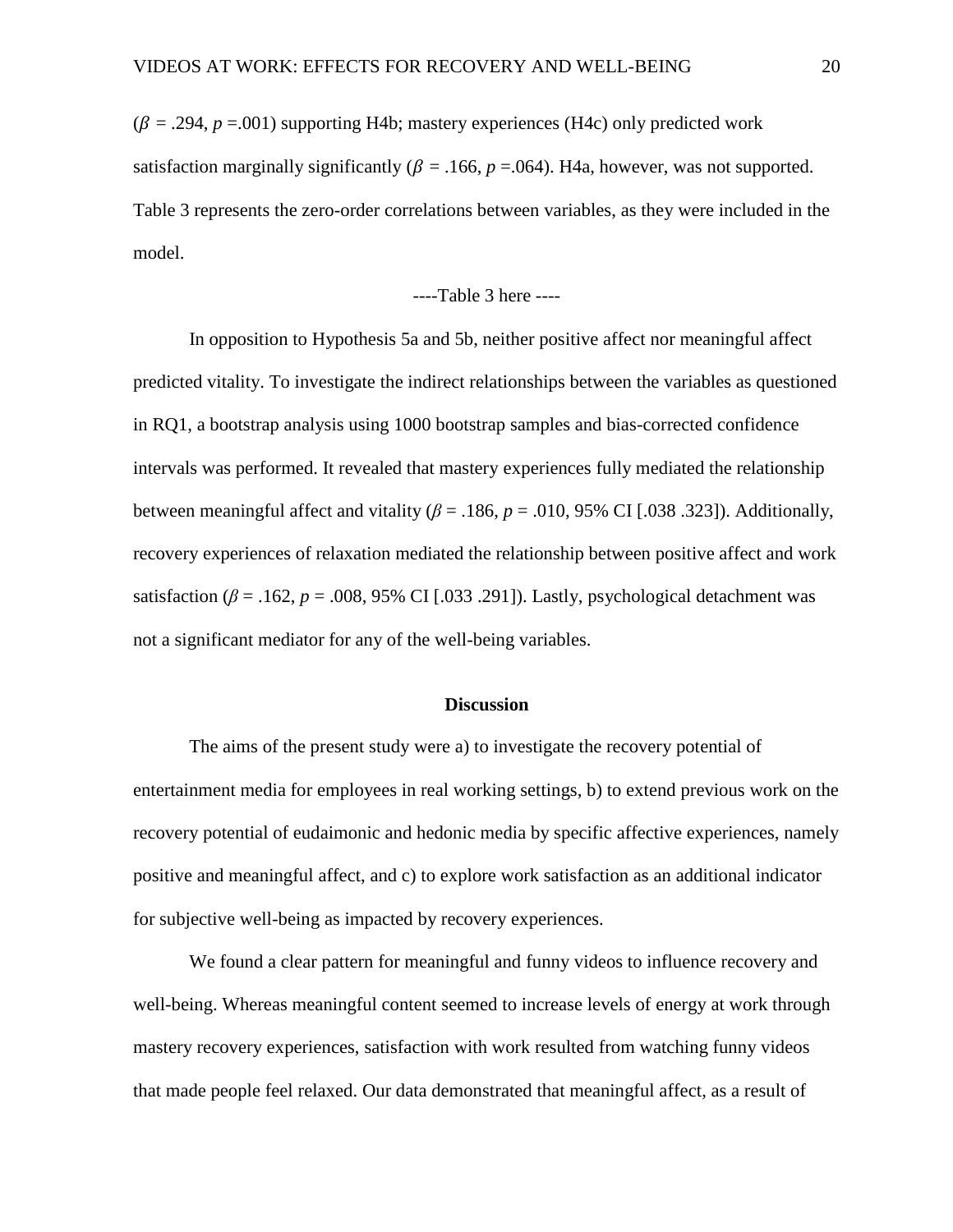($\beta$ = .294, $p$ =.001) supporting H4b; mastery experiences (H4c) only predicted work satisfaction marginally significantly ($\beta$ = .166, $p$ =.064). H4a, however, was not supported. Table 3 represents the zero-order correlations between variables, as they were included in the model.

----Table 3 here ----

In opposition to Hypothesis 5a and 5b, neither positive affect nor meaningful affect predicted vitality. To investigate the indirect relationships between the variables as questioned in RQ1, a bootstrap analysis using 1000 bootstrap samples and bias-corrected confidence intervals was performed. It revealed that mastery experiences fully mediated the relationship between meaningful affect and vitality ($\beta$ = .186, $p$ = .010, 95% CI [.038 .323]). Additionally, recovery experiences of relaxation mediated the relationship between positive affect and work satisfaction ($\beta$ = .162, $p$ = .008, 95% CI [.033 .291]). Lastly, psychological detachment was not a significant mediator for any of the well-being variables.

## Discussion

The aims of the present study were a) to investigate the recovery potential of entertainment media for employees in real working settings, b) to extend previous work on the recovery potential of eudaimonic and hedonic media by specific affective experiences, namely positive and meaningful affect, and c) to explore work satisfaction as an additional indicator for subjective well-being as impacted by recovery experiences.

We found a clear pattern for meaningful and funny videos to influence recovery and well-being. Whereas meaningful content seemed to increase levels of energy at work through mastery recovery experiences, satisfaction with work resulted from watching funny videos that made people feel relaxed. Our data demonstrated that meaningful affect, as a result of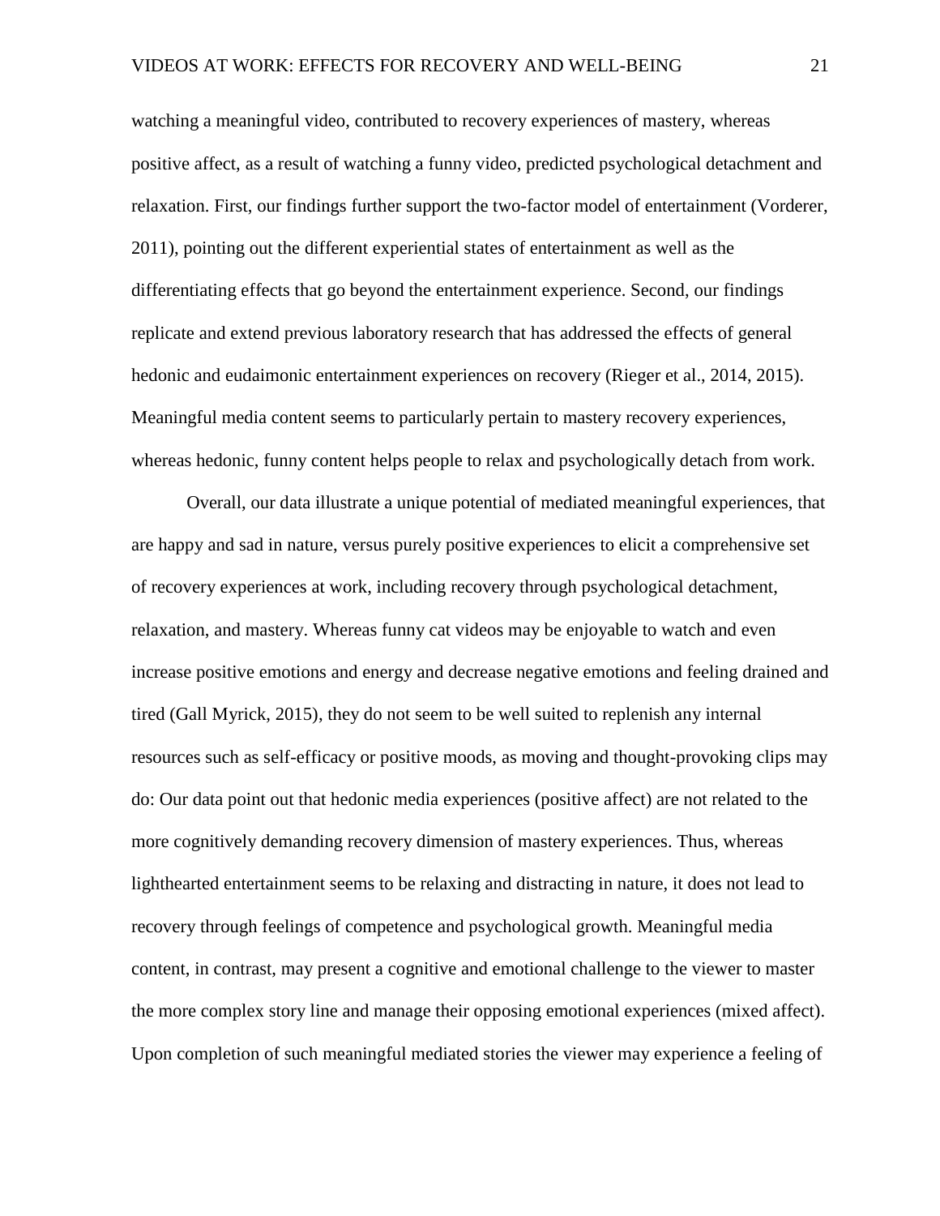watching a meaningful video, contributed to recovery experiences of mastery, whereas positive affect, as a result of watching a funny video, predicted psychological detachment and relaxation. First, our findings further support the two-factor model of entertainment (Vorderer, 2011), pointing out the different experiential states of entertainment as well as the differentiating effects that go beyond the entertainment experience. Second, our findings replicate and extend previous laboratory research that has addressed the effects of general hedonic and eudaimonic entertainment experiences on recovery (Rieger et al., 2014, 2015). Meaningful media content seems to particularly pertain to mastery recovery experiences, whereas hedonic, funny content helps people to relax and psychologically detach from work.

Overall, our data illustrate a unique potential of mediated meaningful experiences, that are happy and sad in nature, versus purely positive experiences to elicit a comprehensive set of recovery experiences at work, including recovery through psychological detachment, relaxation, and mastery. Whereas funny cat videos may be enjoyable to watch and even increase positive emotions and energy and decrease negative emotions and feeling drained and tired (Gall Myrick, 2015), they do not seem to be well suited to replenish any internal resources such as self-efficacy or positive moods, as moving and thought-provoking clips may do: Our data point out that hedonic media experiences (positive affect) are not related to the more cognitively demanding recovery dimension of mastery experiences. Thus, whereas lighthearted entertainment seems to be relaxing and distracting in nature, it does not lead to recovery through feelings of competence and psychological growth. Meaningful media content, in contrast, may present a cognitive and emotional challenge to the viewer to master the more complex story line and manage their opposing emotional experiences (mixed affect). Upon completion of such meaningful mediated stories the viewer may experience a feeling of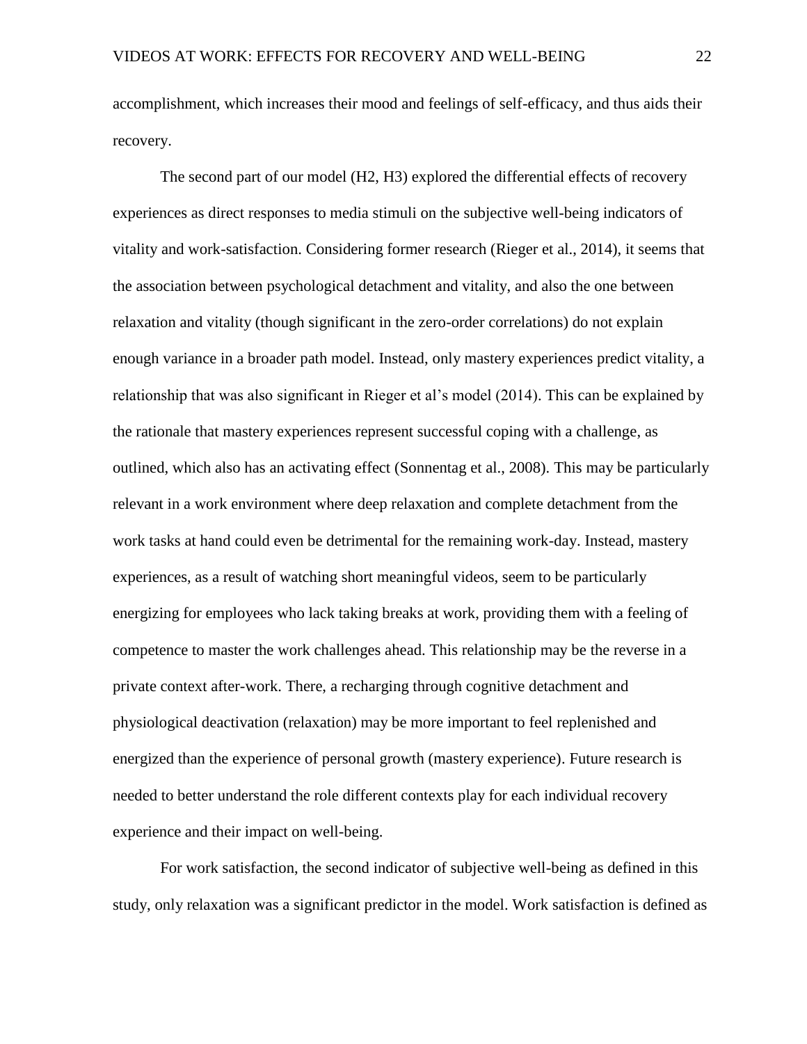accomplishment, which increases their mood and feelings of self-efficacy, and thus aids their recovery.

The second part of our model (H2, H3) explored the differential effects of recovery experiences as direct responses to media stimuli on the subjective well-being indicators of vitality and work-satisfaction. Considering former research (Rieger et al., 2014), it seems that the association between psychological detachment and vitality, and also the one between relaxation and vitality (though significant in the zero-order correlations) do not explain enough variance in a broader path model. Instead, only mastery experiences predict vitality, a relationship that was also significant in Rieger et al's model (2014). This can be explained by the rationale that mastery experiences represent successful coping with a challenge, as outlined, which also has an activating effect (Sonnentag et al., 2008). This may be particularly relevant in a work environment where deep relaxation and complete detachment from the work tasks at hand could even be detrimental for the remaining work-day. Instead, mastery experiences, as a result of watching short meaningful videos, seem to be particularly energizing for employees who lack taking breaks at work, providing them with a feeling of competence to master the work challenges ahead. This relationship may be the reverse in a private context after-work. There, a recharging through cognitive detachment and physiological deactivation (relaxation) may be more important to feel replenished and energized than the experience of personal growth (mastery experience). Future research is needed to better understand the role different contexts play for each individual recovery experience and their impact on well-being.

For work satisfaction, the second indicator of subjective well-being as defined in this study, only relaxation was a significant predictor in the model. Work satisfaction is defined as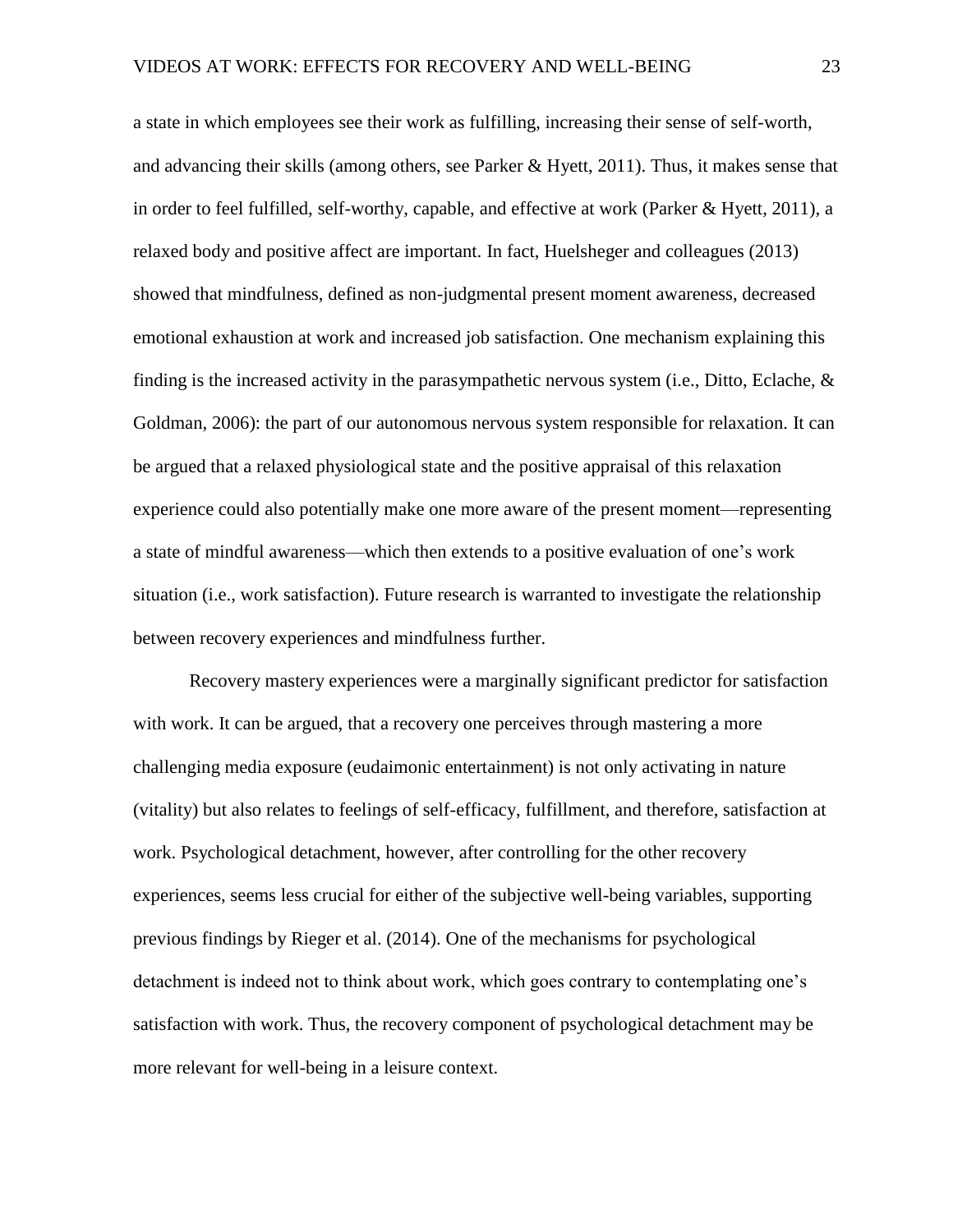a state in which employees see their work as fulfilling, increasing their sense of self-worth, and advancing their skills (among others, see Parker & Hyett, 2011). Thus, it makes sense that in order to feel fulfilled, self-worthy, capable, and effective at work (Parker & Hyett, 2011), a relaxed body and positive affect are important. In fact, Huelsheger and colleagues (2013) showed that mindfulness, defined as non-judgmental present moment awareness, decreased emotional exhaustion at work and increased job satisfaction. One mechanism explaining this finding is the increased activity in the parasympathetic nervous system (i.e., Ditto, Eclache, & Goldman, 2006): the part of our autonomous nervous system responsible for relaxation. It can be argued that a relaxed physiological state and the positive appraisal of this relaxation experience could also potentially make one more aware of the present moment—representing a state of mindful awareness—which then extends to a positive evaluation of one's work situation (i.e., work satisfaction). Future research is warranted to investigate the relationship between recovery experiences and mindfulness further.

Recovery mastery experiences were a marginally significant predictor for satisfaction with work. It can be argued, that a recovery one perceives through mastering a more challenging media exposure (eudaimonic entertainment) is not only activating in nature (vitality) but also relates to feelings of self-efficacy, fulfillment, and therefore, satisfaction at work. Psychological detachment, however, after controlling for the other recovery experiences, seems less crucial for either of the subjective well-being variables, supporting previous findings by Rieger et al. (2014). One of the mechanisms for psychological detachment is indeed not to think about work, which goes contrary to contemplating one's satisfaction with work. Thus, the recovery component of psychological detachment may be more relevant for well-being in a leisure context.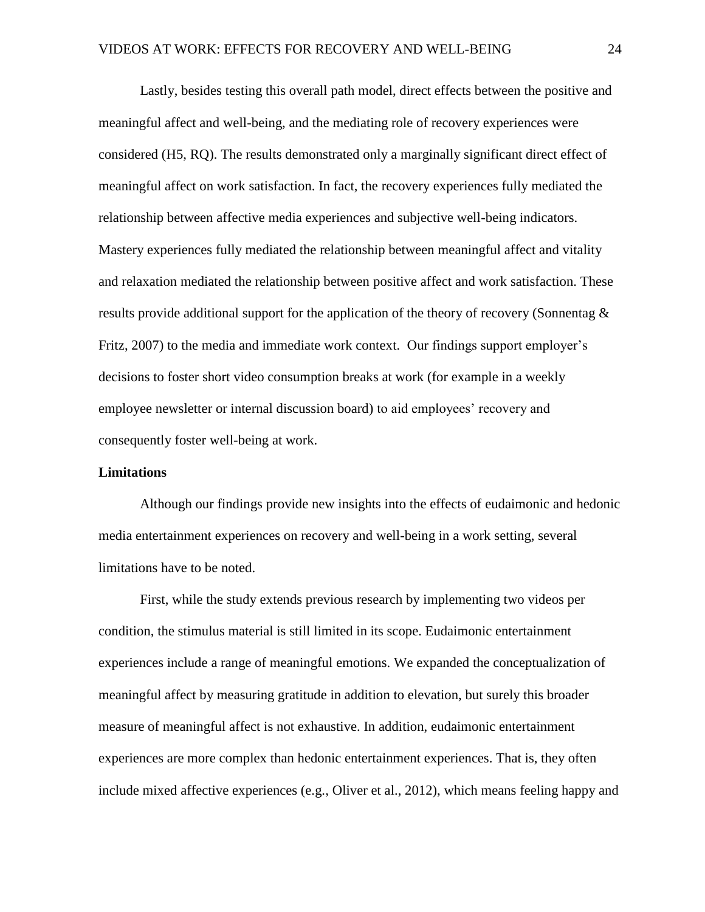Lastly, besides testing this overall path model, direct effects between the positive and meaningful affect and well-being, and the mediating role of recovery experiences were considered (H5, RQ). The results demonstrated only a marginally significant direct effect of meaningful affect on work satisfaction. In fact, the recovery experiences fully mediated the relationship between affective media experiences and subjective well-being indicators. Mastery experiences fully mediated the relationship between meaningful affect and vitality and relaxation mediated the relationship between positive affect and work satisfaction. These results provide additional support for the application of the theory of recovery (Sonnentag & Fritz, 2007) to the media and immediate work context. Our findings support employer's decisions to foster short video consumption breaks at work (for example in a weekly employee newsletter or internal discussion board) to aid employees' recovery and consequently foster well-being at work.

**Limitations**

Although our findings provide new insights into the effects of eudaimonic and hedonic media entertainment experiences on recovery and well-being in a work setting, several limitations have to be noted.

First, while the study extends previous research by implementing two videos per condition, the stimulus material is still limited in its scope. Eudaimonic entertainment experiences include a range of meaningful emotions. We expanded the conceptualization of meaningful affect by measuring gratitude in addition to elevation, but surely this broader measure of meaningful affect is not exhaustive. In addition, eudaimonic entertainment experiences are more complex than hedonic entertainment experiences. That is, they often include mixed affective experiences (e.g., Oliver et al., 2012), which means feeling happy and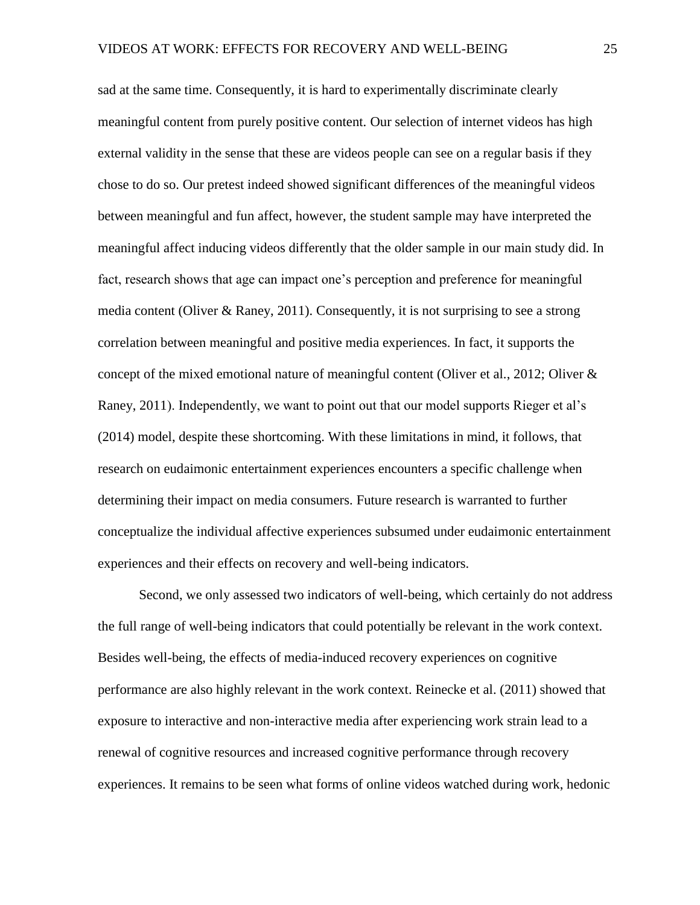sad at the same time. Consequently, it is hard to experimentally discriminate clearly meaningful content from purely positive content. Our selection of internet videos has high external validity in the sense that these are videos people can see on a regular basis if they chose to do so. Our pretest indeed showed significant differences of the meaningful videos between meaningful and fun affect, however, the student sample may have interpreted the meaningful affect inducing videos differently that the older sample in our main study did. In fact, research shows that age can impact one's perception and preference for meaningful media content (Oliver & Raney, 2011). Consequently, it is not surprising to see a strong correlation between meaningful and positive media experiences. In fact, it supports the concept of the mixed emotional nature of meaningful content (Oliver et al., 2012; Oliver & Raney, 2011). Independently, we want to point out that our model supports Rieger et al's (2014) model, despite these shortcoming. With these limitations in mind, it follows, that research on eudaimonic entertainment experiences encounters a specific challenge when determining their impact on media consumers. Future research is warranted to further conceptualize the individual affective experiences subsumed under eudaimonic entertainment experiences and their effects on recovery and well-being indicators.

Second, we only assessed two indicators of well-being, which certainly do not address the full range of well-being indicators that could potentially be relevant in the work context. Besides well-being, the effects of media-induced recovery experiences on cognitive performance are also highly relevant in the work context. Reinecke et al. (2011) showed that exposure to interactive and non-interactive media after experiencing work strain lead to a renewal of cognitive resources and increased cognitive performance through recovery experiences. It remains to be seen what forms of online videos watched during work, hedonic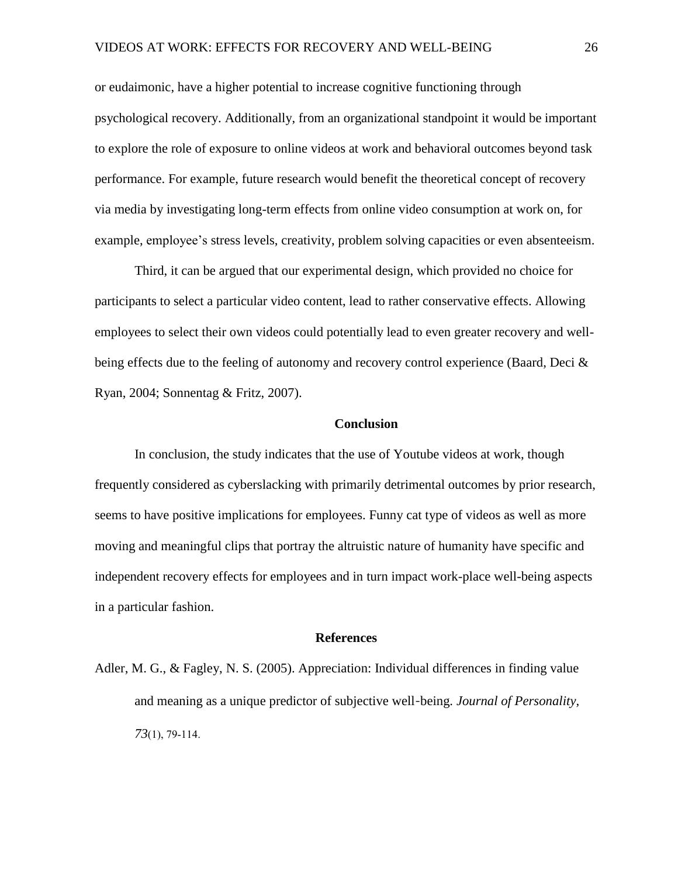or eudaimonic, have a higher potential to increase cognitive functioning through psychological recovery. Additionally, from an organizational standpoint it would be important to explore the role of exposure to online videos at work and behavioral outcomes beyond task performance. For example, future research would benefit the theoretical concept of recovery via media by investigating long-term effects from online video consumption at work on, for example, employee's stress levels, creativity, problem solving capacities or even absenteeism.

Third, it can be argued that our experimental design, which provided no choice for participants to select a particular video content, lead to rather conservative effects. Allowing employees to select their own videos could potentially lead to even greater recovery and well-being effects due to the feeling of autonomy and recovery control experience (Baard, Deci & Ryan, 2004; Sonnentag & Fritz, 2007).

## Conclusion

In conclusion, the study indicates that the use of Youtube videos at work, though frequently considered as cyberslacking with primarily detrimental outcomes by prior research, seems to have positive implications for employees. Funny cat type of videos as well as more moving and meaningful clips that portray the altruistic nature of humanity have specific and independent recovery effects for employees and in turn impact work-place well-being aspects in a particular fashion.

## References

Adler, M. G., & Fagley, N. S. (2005). Appreciation: Individual differences in finding value and meaning as a unique predictor of subjective well-being. *Journal of Personality, 73*(1), 79-114.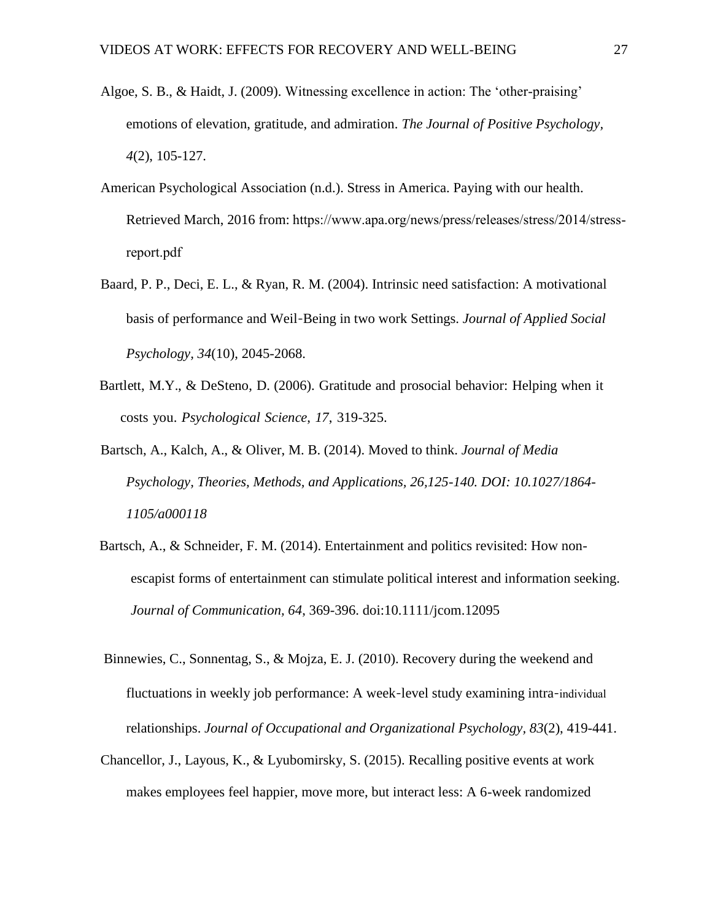Algoe, S. B., & Haidt, J. (2009). Witnessing excellence in action: The 'other-praising' emotions of elevation, gratitude, and admiration. *The Journal of Positive Psychology*, *4*(2), 105-127.

American Psychological Association (n.d.). Stress in America. Paying with our health. Retrieved March, 2016 from: https://www.apa.org/news/press/releases/stress/2014/stress-report.pdf

Baard, P. P., Deci, E. L., & Ryan, R. M. (2004). Intrinsic need satisfaction: A motivational basis of performance and Weil‐Being in two work Settings. *Journal of Applied Social Psychology, 34*(10), 2045-2068.

Bartlett, M.Y., & DeSteno, D. (2006). Gratitude and prosocial behavior: Helping when it costs you. *Psychological Science*, *17*, 319-325.

Bartsch, A., Kalch, A., & Oliver, M. B. (2014). Moved to think. *Journal of Media Psychology, Theories, Methods, and Applications, 26,125-140. DOI: 10.1027/1864-1105/a000118*

Bartsch, A., & Schneider, F. M. (2014). Entertainment and politics revisited: How non-escapist forms of entertainment can stimulate political interest and information seeking. *Journal of Communication, 64*, 369-396. doi:10.1111/jcom.12095

Binnewies, C., Sonnentag, S., & Mojza, E. J. (2010). Recovery during the weekend and fluctuations in weekly job performance: A week‐level study examining intra‐individual relationships. *Journal of Occupational and Organizational Psychology*, *83*(2), 419-441.

Chancellor, J., Layous, K., & Lyubomirsky, S. (2015). Recalling positive events at work makes employees feel happier, move more, but interact less: A 6-week randomized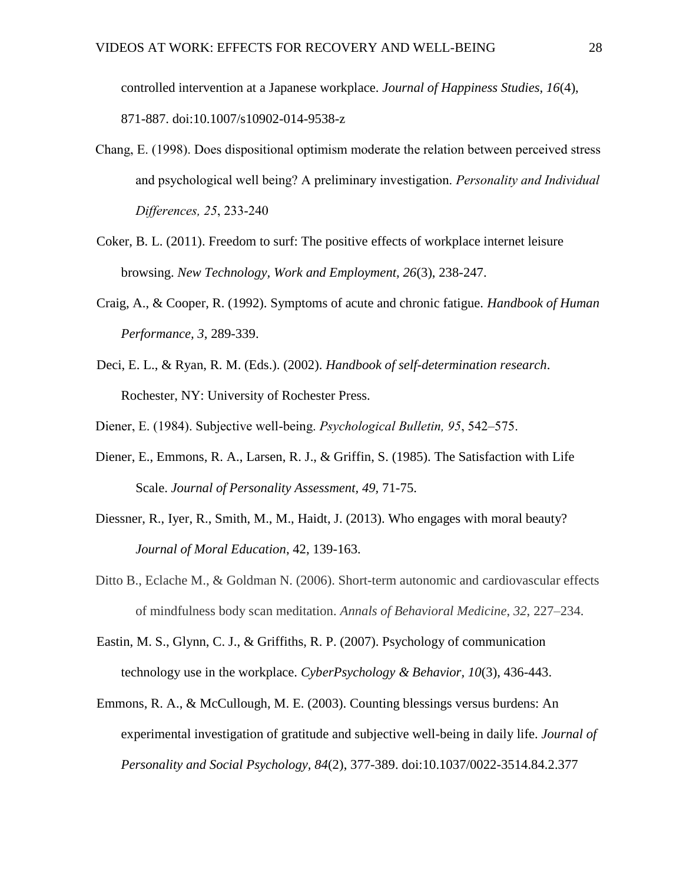controlled intervention at a Japanese workplace. *Journal of Happiness Studies, 16*(4), 871-887. doi:10.1007/s10902-014-9538-z

Chang, E. (1998). Does dispositional optimism moderate the relation between perceived stress and psychological well being? A preliminary investigation. *Personality and Individual Differences, 25*, 233-240

Coker, B. L. (2011). Freedom to surf: The positive effects of workplace internet leisure browsing. *New Technology, Work and Employment, 26*(3), 238-247.

Craig, A., & Cooper, R. (1992). Symptoms of acute and chronic fatigue. *Handbook of Human Performance, 3*, 289-339.

Deci, E. L., & Ryan, R. M. (Eds.). (2002). *Handbook of self-determination research*. Rochester, NY: University of Rochester Press.

Diener, E. (1984). Subjective well-being. *Psychological Bulletin, 95*, 542–575.

Diener, E., Emmons, R. A., Larsen, R. J., & Griffin, S. (1985). The Satisfaction with Life Scale. *Journal of Personality Assessment, 49*, 71-75.

Diessner, R., Iyer, R., Smith, M., M., Haidt, J. (2013). Who engages with moral beauty? *Journal of Moral Education*, 42, 139-163.

Ditto B., Eclache M., & Goldman N. (2006). Short-term autonomic and cardiovascular effects of mindfulness body scan meditation. *Annals of Behavioral Medicine*, *32*, 227–234.

Eastin, M. S., Glynn, C. J., & Griffiths, R. P. (2007). Psychology of communication technology use in the workplace. *CyberPsychology & Behavior, 10*(3), 436-443.

Emmons, R. A., & McCullough, M. E. (2003). Counting blessings versus burdens: An experimental investigation of gratitude and subjective well-being in daily life. *Journal of Personality and Social Psychology, 84*(2), 377-389. doi:10.1037/0022-3514.84.2.377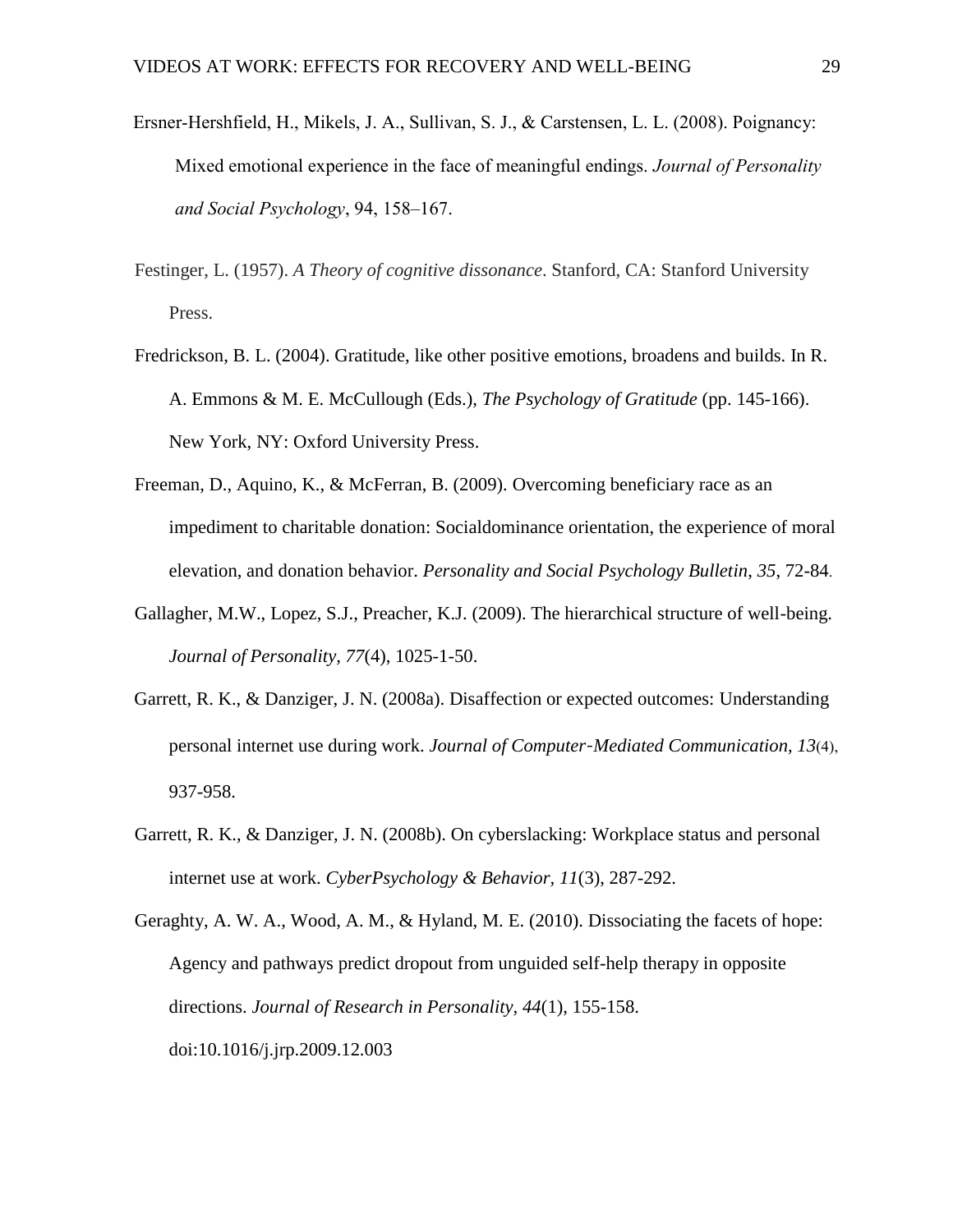Ersner-Hershfield, H., Mikels, J. A., Sullivan, S. J., & Carstensen, L. L. (2008). Poignancy: Mixed emotional experience in the face of meaningful endings. *Journal of Personality and Social Psychology*, 94, 158–167.

Festinger, L. (1957). *A Theory of cognitive dissonance*. Stanford, CA: Stanford University Press.

Fredrickson, B. L. (2004). Gratitude, like other positive emotions, broadens and builds. In R. A. Emmons & M. E. McCullough (Eds.), *The Psychology of Gratitude* (pp. 145-166). New York, NY: Oxford University Press.

Freeman, D., Aquino, K., & McFerran, B. (2009). Overcoming beneficiary race as an impediment to charitable donation: Socialdominance orientation, the experience of moral elevation, and donation behavior. *Personality and Social Psychology Bulletin*, *35*, 72-84.

Gallagher, M.W., Lopez, S.J., Preacher, K.J. (2009). The hierarchical structure of well-being. *Journal of Personality, 77*(4), 1025-1-50.

Garrett, R. K., & Danziger, J. N. (2008a). Disaffection or expected outcomes: Understanding personal internet use during work. *Journal of Computer‐Mediated Communication, 13*(4), 937-958.

Garrett, R. K., & Danziger, J. N. (2008b). On cyberslacking: Workplace status and personal internet use at work. *CyberPsychology & Behavior, 11*(3), 287-292.

Geraghty, A. W. A., Wood, A. M., & Hyland, M. E. (2010). Dissociating the facets of hope: Agency and pathways predict dropout from unguided self-help therapy in opposite directions. *Journal of Research in Personality, 44*(1), 155-158. doi:10.1016/j.jrp.2009.12.003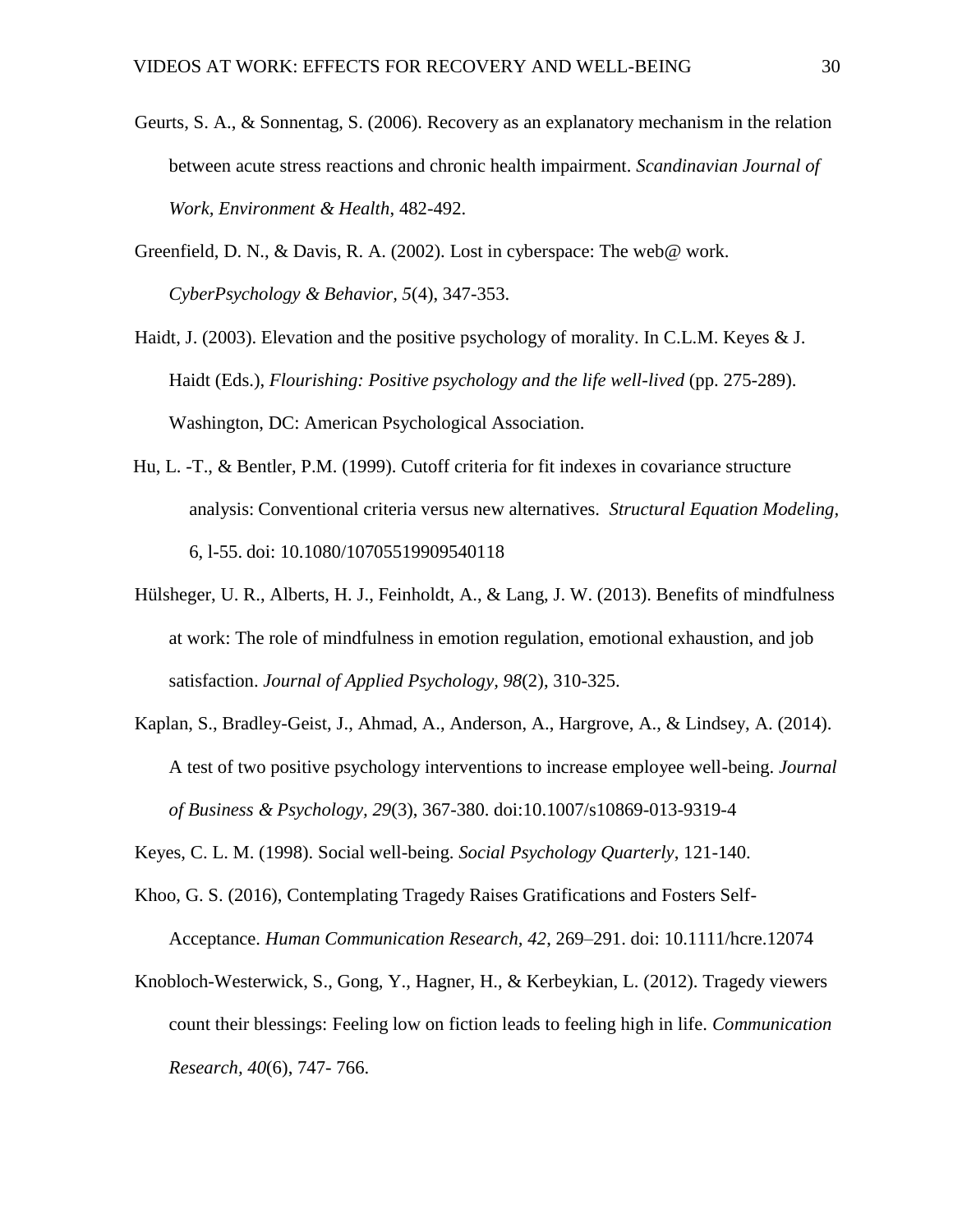Geurts, S. A., & Sonnentag, S. (2006). Recovery as an explanatory mechanism in the relation between acute stress reactions and chronic health impairment. *Scandinavian Journal of Work, Environment & Health*, 482-492.

Greenfield, D. N., & Davis, R. A. (2002). Lost in cyberspace: The web@ work. *CyberPsychology & Behavior, 5*(4), 347-353.

Haidt, J. (2003). Elevation and the positive psychology of morality. In C.L.M. Keyes & J. Haidt (Eds.), *Flourishing: Positive psychology and the life well-lived* (pp. 275-289). Washington, DC: American Psychological Association.

Hu, L. -T., & Bentler, P.M. (1999). Cutoff criteria for fit indexes in covariance structure analysis: Conventional criteria versus new alternatives. *Structural Equation Modeling,* 6, l-55. doi: 10.1080/10705519909540118

Hülsheger, U. R., Alberts, H. J., Feinholdt, A., & Lang, J. W. (2013). Benefits of mindfulness at work: The role of mindfulness in emotion regulation, emotional exhaustion, and job satisfaction. *Journal of Applied Psychology, 98*(2), 310-325.

Kaplan, S., Bradley-Geist, J., Ahmad, A., Anderson, A., Hargrove, A., & Lindsey, A. (2014). A test of two positive psychology interventions to increase employee well-being. *Journal of Business & Psychology, 29*(3), 367-380. doi:10.1007/s10869-013-9319-4

Keyes, C. L. M. (1998). Social well-being. *Social Psychology Quarterly*, 121-140.

Khoo, G. S. (2016), Contemplating Tragedy Raises Gratifications and Fosters Self-Acceptance. *Human Communication Research, 42*, 269–291. doi: 10.1111/hcre.12074

Knobloch-Westerwick, S., Gong, Y., Hagner, H., & Kerbeykian, L. (2012). Tragedy viewers count their blessings: Feeling low on fiction leads to feeling high in life. *Communication Research*, *40*(6), 747- 766.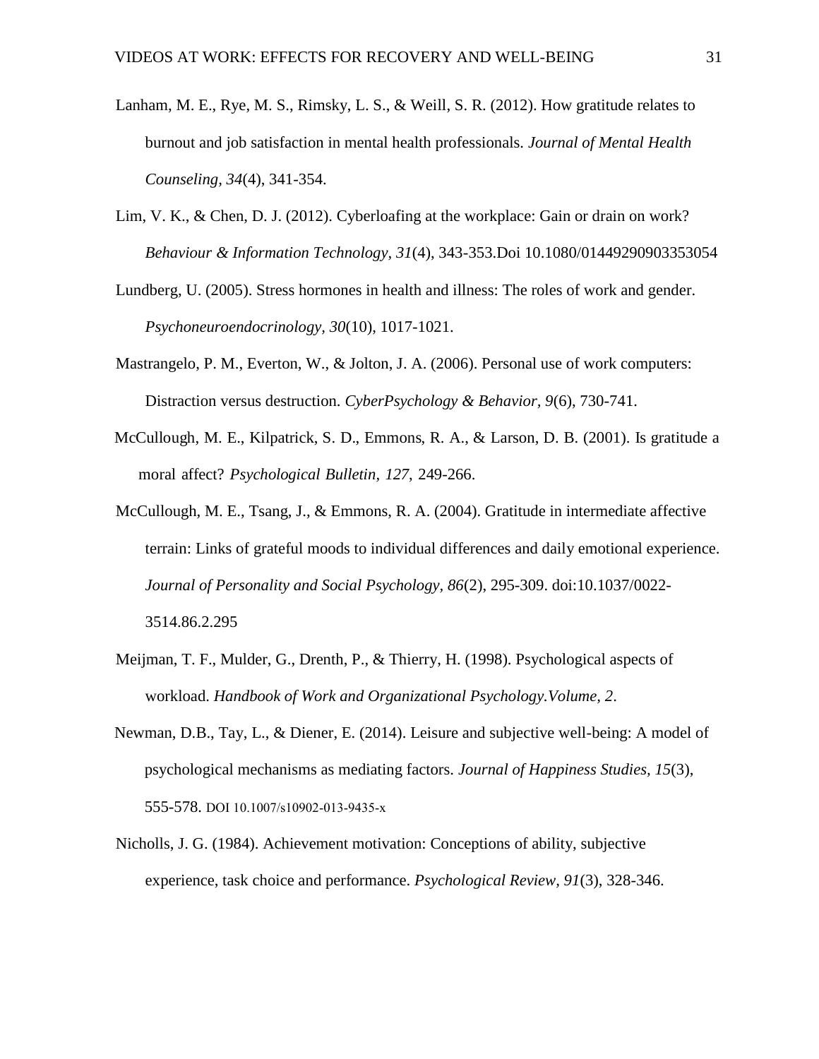Lanham, M. E., Rye, M. S., Rimsky, L. S., & Weill, S. R. (2012). How gratitude relates to burnout and job satisfaction in mental health professionals. *Journal of Mental Health Counseling*, *34*(4), 341-354.

Lim, V. K., & Chen, D. J. (2012). Cyberloafing at the workplace: Gain or drain on work? *Behaviour & Information Technology, 31*(4), 343-353.Doi 10.1080/01449290903353054

Lundberg, U. (2005). Stress hormones in health and illness: The roles of work and gender. *Psychoneuroendocrinology, 30*(10), 1017-1021.

Mastrangelo, P. M., Everton, W., & Jolton, J. A. (2006). Personal use of work computers: Distraction versus destruction. *CyberPsychology & Behavior, 9*(6), 730-741.

McCullough, M. E., Kilpatrick, S. D., Emmons, R. A., & Larson, D. B. (2001). Is gratitude a moral affect? *Psychological Bulletin, 127*, 249-266.

McCullough, M. E., Tsang, J., & Emmons, R. A. (2004). Gratitude in intermediate affective terrain: Links of grateful moods to individual differences and daily emotional experience. *Journal of Personality and Social Psychology, 86*(2), 295-309. doi:10.1037/0022-3514.86.2.295

Meijman, T. F., Mulder, G., Drenth, P., & Thierry, H. (1998). Psychological aspects of workload. *Handbook of Work and Organizational Psychology.Volume, 2*.

Newman, D.B., Tay, L., & Diener, E. (2014). Leisure and subjective well-being: A model of psychological mechanisms as mediating factors. *Journal of Happiness Studies, 15*(3), 555-578. DOI 10.1007/s10902-013-9435-x

Nicholls, J. G. (1984). Achievement motivation: Conceptions of ability, subjective experience, task choice and performance. *Psychological Review, 91*(3), 328-346.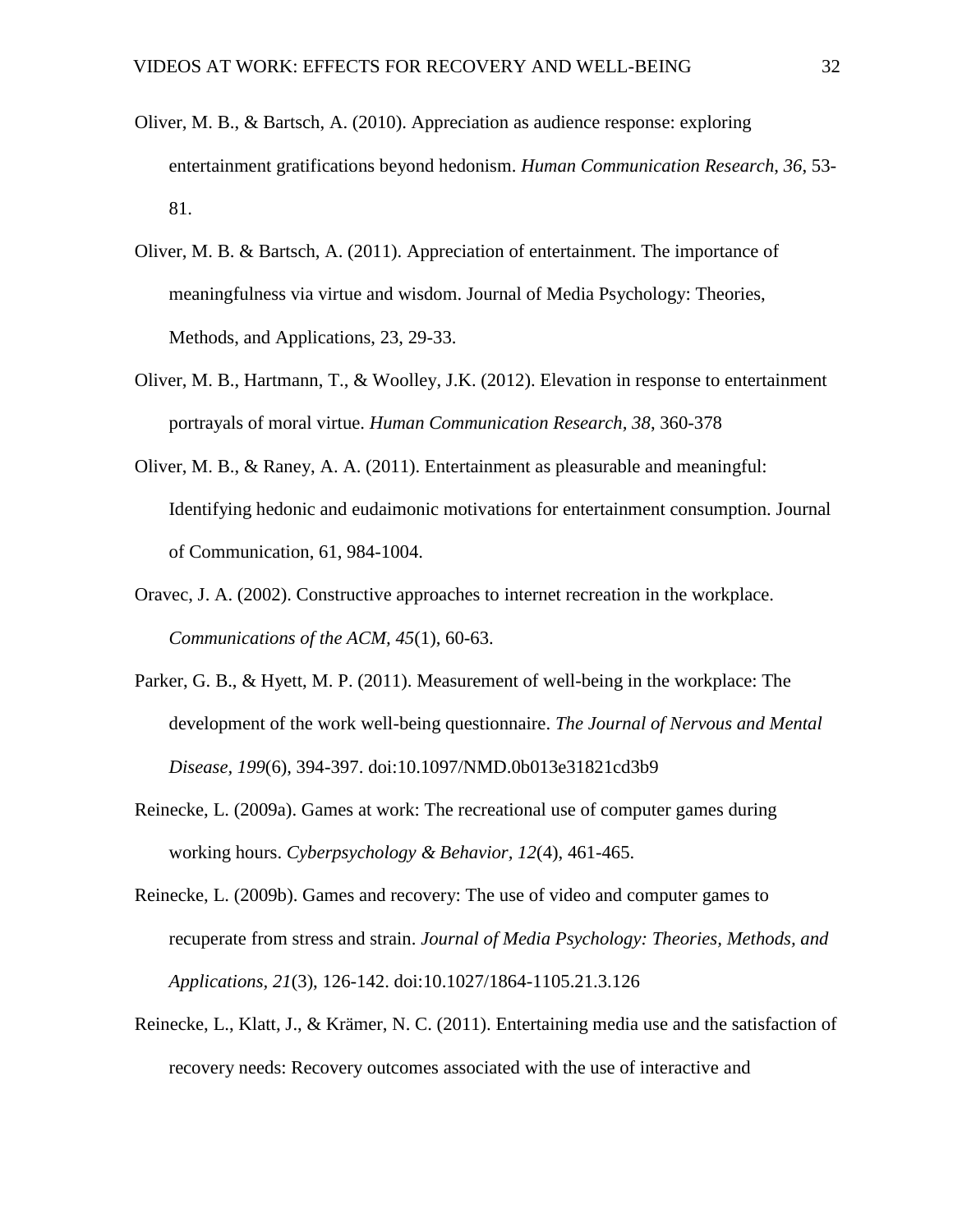Oliver, M. B., & Bartsch, A. (2010). Appreciation as audience response: exploring entertainment gratifications beyond hedonism. *Human Communication Research*, *36*, 53-81.

Oliver, M. B. & Bartsch, A. (2011). Appreciation of entertainment. The importance of meaningfulness via virtue and wisdom. Journal of Media Psychology: Theories, Methods, and Applications, 23, 29-33.

Oliver, M. B., Hartmann, T., & Woolley, J.K. (2012). Elevation in response to entertainment portrayals of moral virtue. *Human Communication Research*, *38*, 360-378

Oliver, M. B., & Raney, A. A. (2011). Entertainment as pleasurable and meaningful: Identifying hedonic and eudaimonic motivations for entertainment consumption. Journal of Communication, 61, 984-1004.

Oravec, J. A. (2002). Constructive approaches to internet recreation in the workplace. *Communications of the ACM, 45*(1), 60-63.

Parker, G. B., & Hyett, M. P. (2011). Measurement of well-being in the workplace: The development of the work well-being questionnaire. *The Journal of Nervous and Mental Disease, 199*(6), 394-397. doi:10.1097/NMD.0b013e31821cd3b9

Reinecke, L. (2009a). Games at work: The recreational use of computer games during working hours. *Cyberpsychology & Behavior, 12*(4), 461-465.

Reinecke, L. (2009b). Games and recovery: The use of video and computer games to recuperate from stress and strain. *Journal of Media Psychology: Theories, Methods, and Applications, 21*(3), 126-142. doi:10.1027/1864-1105.21.3.126

Reinecke, L., Klatt, J., & Krämer, N. C. (2011). Entertaining media use and the satisfaction of recovery needs: Recovery outcomes associated with the use of interactive and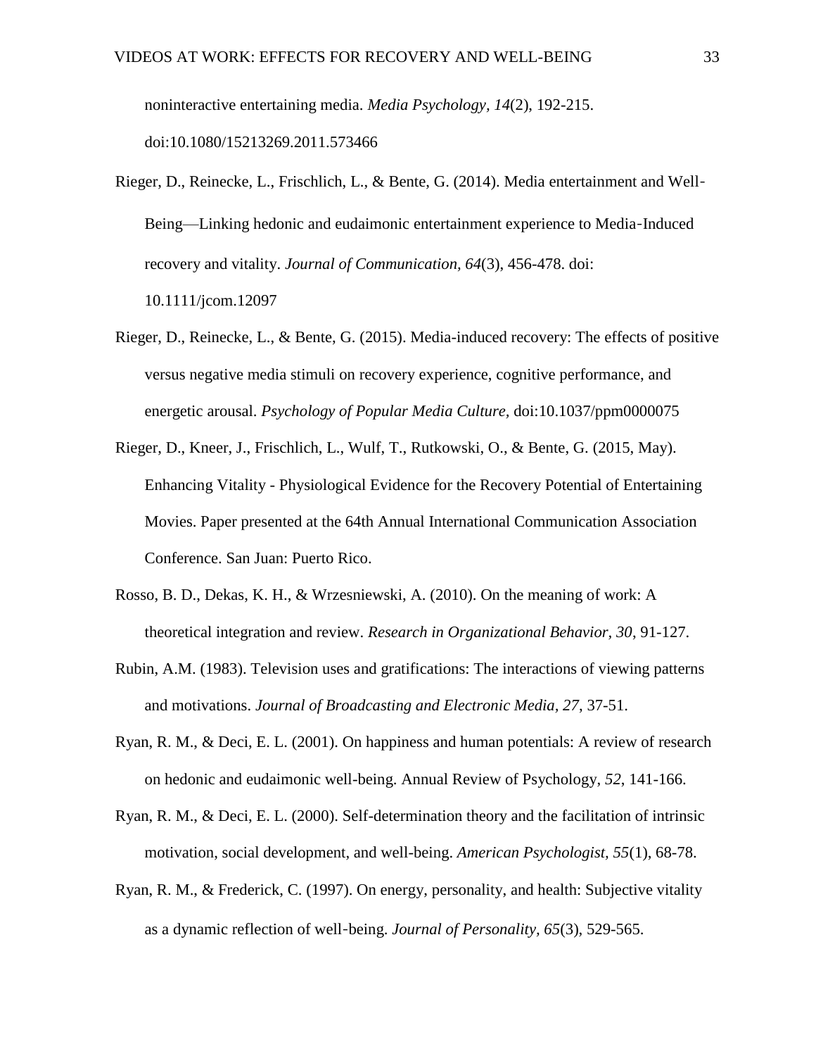noninteractive entertaining media. *Media Psychology, 14*(2), 192-215. doi:10.1080/15213269.2011.573466

Rieger, D., Reinecke, L., Frischlich, L., & Bente, G. (2014). Media entertainment and Well‐Being—Linking hedonic and eudaimonic entertainment experience to Media‐Induced recovery and vitality. *Journal of Communication, 64*(3), 456-478. doi: 10.1111/jcom.12097

Rieger, D., Reinecke, L., & Bente, G. (2015). Media-induced recovery: The effects of positive versus negative media stimuli on recovery experience, cognitive performance, and energetic arousal. *Psychology of Popular Media Culture,* doi:10.1037/ppm0000075

Rieger, D., Kneer, J., Frischlich, L., Wulf, T., Rutkowski, O., & Bente, G. (2015, May). Enhancing Vitality - Physiological Evidence for the Recovery Potential of Entertaining Movies. Paper presented at the 64th Annual International Communication Association Conference. San Juan: Puerto Rico.

Rosso, B. D., Dekas, K. H., & Wrzesniewski, A. (2010). On the meaning of work: A theoretical integration and review. *Research in Organizational Behavior, 30*, 91-127.

Rubin, A.M. (1983). Television uses and gratifications: The interactions of viewing patterns and motivations. *Journal of Broadcasting and Electronic Media, 27*, 37-51.

Ryan, R. M., & Deci, E. L. (2001). On happiness and human potentials: A review of research on hedonic and eudaimonic well-being. Annual Review of Psychology, *52*, 141-166.

Ryan, R. M., & Deci, E. L. (2000). Self-determination theory and the facilitation of intrinsic motivation, social development, and well-being. *American Psychologist, 55*(1), 68-78.

Ryan, R. M., & Frederick, C. (1997). On energy, personality, and health: Subjective vitality as a dynamic reflection of well‐being. *Journal of Personality, 65*(3), 529-565.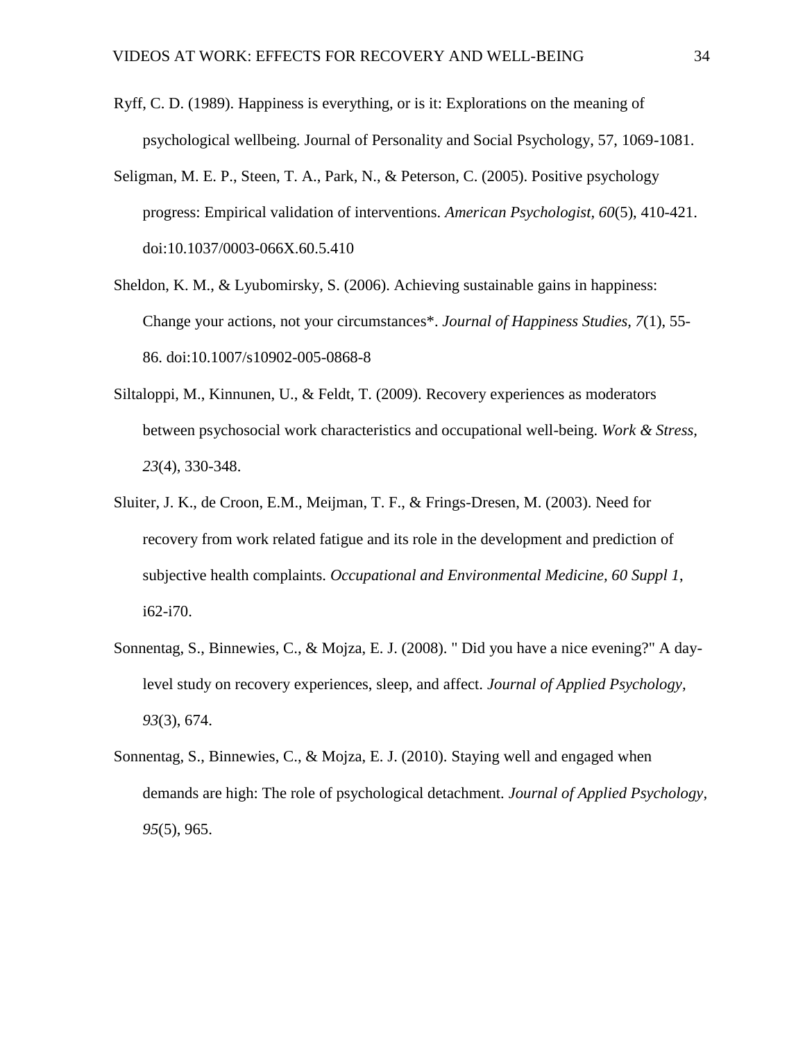Ryff, C. D. (1989). Happiness is everything, or is it: Explorations on the meaning of psychological wellbeing. Journal of Personality and Social Psychology, 57, 1069-1081.

Seligman, M. E. P., Steen, T. A., Park, N., & Peterson, C. (2005). Positive psychology progress: Empirical validation of interventions. *American Psychologist, 60*(5), 410-421. doi:10.1037/0003-066X.60.5.410

Sheldon, K. M., & Lyubomirsky, S. (2006). Achieving sustainable gains in happiness: Change your actions, not your circumstances*. *Journal of Happiness Studies, 7*(1), 55-86. doi:10.1007/s10902-005-0868-8

Siltaloppi, M., Kinnunen, U., & Feldt, T. (2009). Recovery experiences as moderators between psychosocial work characteristics and occupational well-being. *Work & Stress, 23*(4), 330-348.

Sluiter, J. K., de Croon, E.M., Meijman, T. F., & Frings-Dresen, M. (2003). Need for recovery from work related fatigue and its role in the development and prediction of subjective health complaints. *Occupational and Environmental Medicine, 60 Suppl 1*, i62-i70.

Sonnentag, S., Binnewies, C., & Mojza, E. J. (2008). " Did you have a nice evening?" A day-level study on recovery experiences, sleep, and affect. *Journal of Applied Psychology, 93*(3), 674.

Sonnentag, S., Binnewies, C., & Mojza, E. J. (2010). Staying well and engaged when demands are high: The role of psychological detachment. *Journal of Applied Psychology, 95*(5), 965.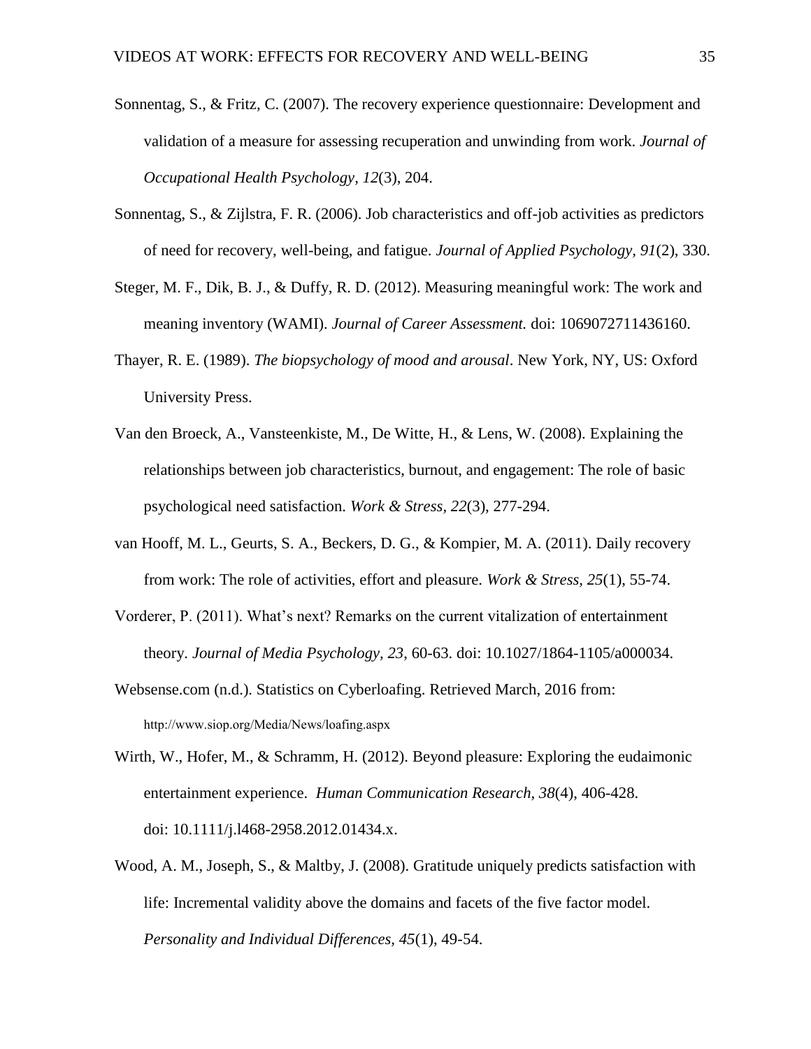Sonnentag, S., & Fritz, C. (2007). The recovery experience questionnaire: Development and validation of a measure for assessing recuperation and unwinding from work. *Journal of Occupational Health Psychology, 12*(3), 204.

Sonnentag, S., & Zijlstra, F. R. (2006). Job characteristics and off-job activities as predictors of need for recovery, well-being, and fatigue. *Journal of Applied Psychology, 91*(2), 330.

Steger, M. F., Dik, B. J., & Duffy, R. D. (2012). Measuring meaningful work: The work and meaning inventory (WAMI). *Journal of Career Assessment.* doi: 1069072711436160.

Thayer, R. E. (1989). *The biopsychology of mood and arousal*. New York, NY, US: Oxford University Press.

Van den Broeck, A., Vansteenkiste, M., De Witte, H., & Lens, W. (2008). Explaining the relationships between job characteristics, burnout, and engagement: The role of basic psychological need satisfaction. *Work & Stress, 22*(3), 277-294.

van Hooff, M. L., Geurts, S. A., Beckers, D. G., & Kompier, M. A. (2011). Daily recovery from work: The role of activities, effort and pleasure. *Work & Stress, 25*(1), 55-74.

Vorderer, P. (2011). What's next? Remarks on the current vitalization of entertainment theory. *Journal of Media Psychology, 23*, 60-63. doi: 10.1027/1864-1105/a000034.

Websense.com (n.d.). Statistics on Cyberloafing. Retrieved March, 2016 from: http://www.siop.org/Media/News/loafing.aspx

Wirth, W., Hofer, M., & Schramm, H. (2012). Beyond pleasure: Exploring the eudaimonic entertainment experience. *Human Communication Research, 38*(4), 406-428. doi: 10.1111/j.l468-2958.2012.01434.x.

Wood, A. M., Joseph, S., & Maltby, J. (2008). Gratitude uniquely predicts satisfaction with life: Incremental validity above the domains and facets of the five factor model. *Personality and Individual Differences, 45*(1), 49-54.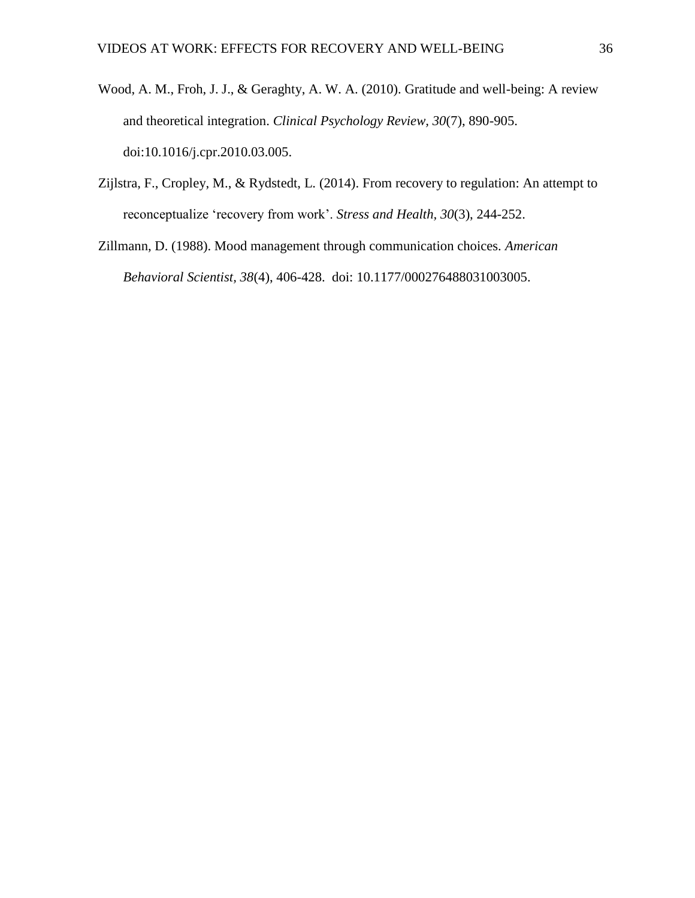Wood, A. M., Froh, J. J., & Geraghty, A. W. A. (2010). Gratitude and well-being: A review and theoretical integration. *Clinical Psychology Review*, *30*(7), 890-905. doi:10.1016/j.cpr.2010.03.005.

Zijlstra, F., Cropley, M., & Rydstedt, L. (2014). From recovery to regulation: An attempt to reconceptualize 'recovery from work'. *Stress and Health*, *30*(3), 244-252.

Zillmann, D. (1988). Mood management through communication choices. *American Behavioral Scientist*, *38*(4), 406-428. doi: 10.1177/000276488031003005.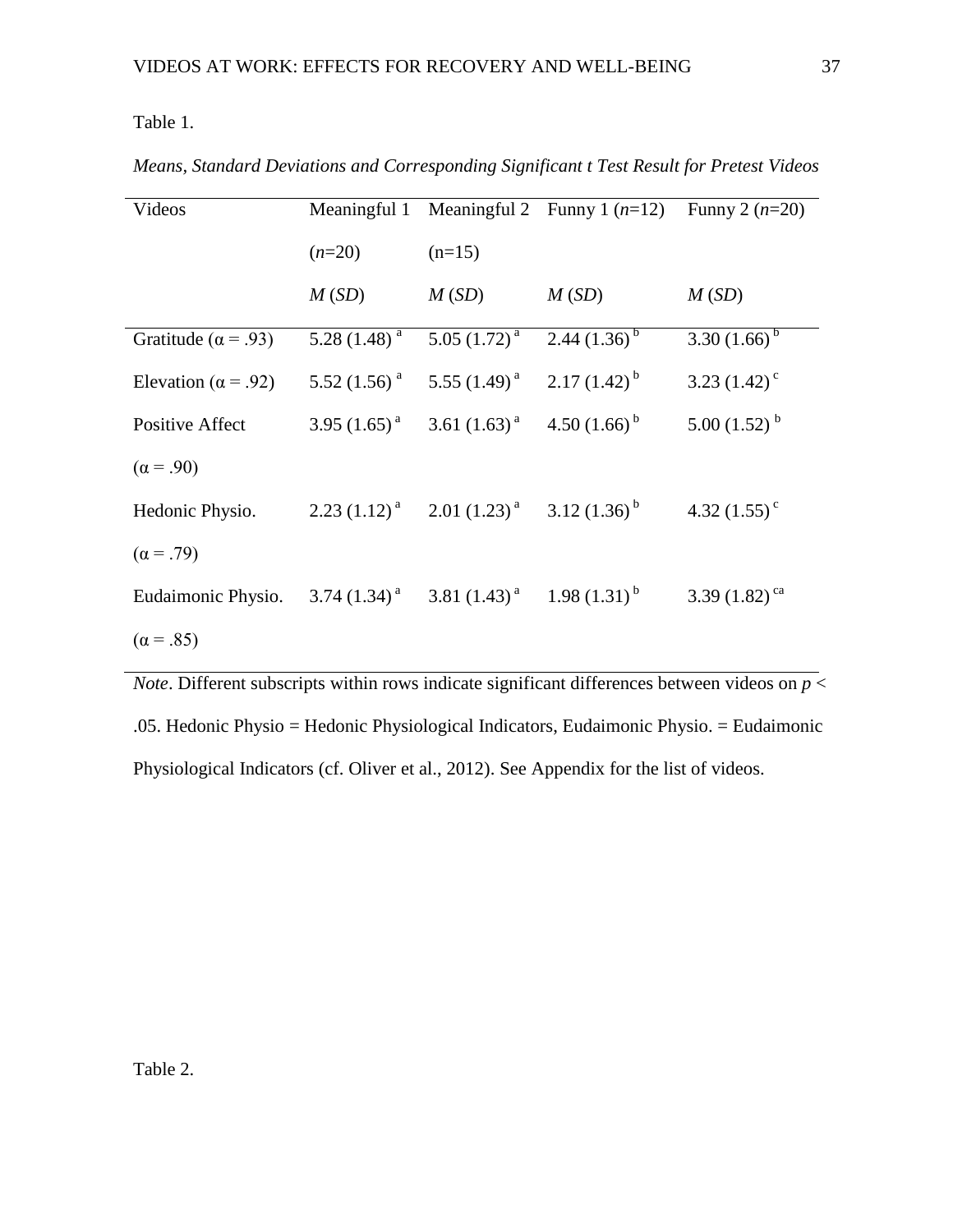Table 1.

*Means, Standard Deviations and Corresponding Significant t Test Result for Pretest Videos*

| Videos | Meaningful 1 ($n$=20) $M$ ($SD$) | Meaningful 2 (n=15) $M$ ($SD$) | Funny 1 ($n$=12) $M$ ($SD$) | Funny 2 ($n$=20) $M$ ($SD$) |
|---|---|---|---|---|
| Gratitude ($\alpha$ = .93) | 5.28 (1.48) $^{a}$ | 5.05 (1.72) $^{a}$ | 2.44 (1.36) $^{b}$ | 3.30 (1.66) $^{b}$ |
| Elevation ($\alpha$ = .92) | 5.52 (1.56) $^{a}$ | 5.55 (1.49) $^{a}$ | 2.17 (1.42) $^{b}$ | 3.23 (1.42) $^{c}$ |
| Positive Affect ($\alpha$ = .90) | 3.95 (1.65) $^{a}$ | 3.61 (1.63) $^{a}$ | 4.50 (1.66) $^{b}$ | 5.00 (1.52) $^{b}$ |
| Hedonic Physio. ($\alpha$ = .79) | 2.23 (1.12) $^{a}$ | 2.01 (1.23) $^{a}$ | 3.12 (1.36) $^{b}$ | 4.32 (1.55) $^{c}$ |
| Eudaimonic Physio. ($\alpha$ = .85) | 3.74 (1.34) $^{a}$ | 3.81 (1.43) $^{a}$ | 1.98 (1.31) $^{b}$ | 3.39 (1.82) $^{ca}$ |

*Note*. Different subscripts within rows indicate significant differences between videos on $p < .05$. Hedonic Physio = Hedonic Physiological Indicators, Eudaimonic Physio. = Eudaimonic Physiological Indicators (cf. Oliver et al., 2012). See Appendix for the list of videos.

Table 2.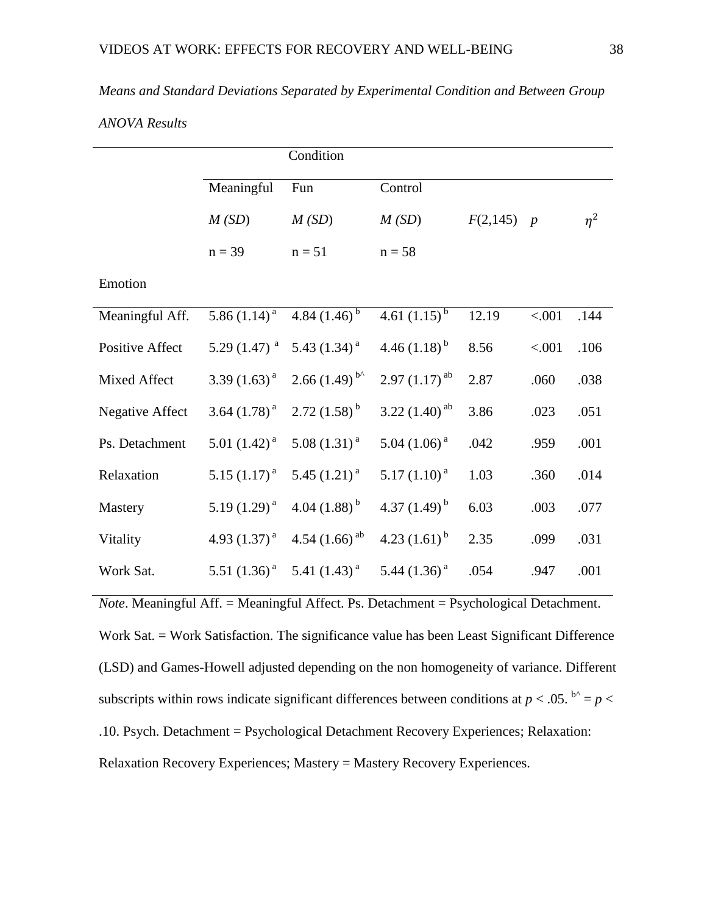*Means and Standard Deviations Separated by Experimental Condition and Between Group ANOVA Results*

| | Condition | | | | | |
|---|---|---|---|---|---|---|
| | Meaningful | Fun | Control | | | |
| | *M* (*SD*) | *M* (*SD*) | *M* (*SD*) | *F*(2,145) | *p* | $\eta^2$ |
| | n = 39 | n = 51 | n = 58 | | | |
| Emotion | | | | | | |
| Meaningful Aff. | 5.86 (1.14) [a] | 4.84 (1.46) [b] | 4.61 (1.15) [b] | 12.19 | <.001 | .144 |
| Positive Affect | 5.29 (1.47) [a] | 5.43 (1.34) [a] | 4.46 (1.18) [b] | 8.56 | <.001 | .106 |
| Mixed Affect | 3.39 (1.63) [a] | 2.66 (1.49) [b^] | 2.97 (1.17) [ab] | 2.87 | .060 | .038 |
| Negative Affect | 3.64 (1.78) [a] | 2.72 (1.58) [b] | 3.22 (1.40) [ab] | 3.86 | .023 | .051 |
| Ps. Detachment | 5.01 (1.42) [a] | 5.08 (1.31) [a] | 5.04 (1.06) [a] | .042 | .959 | .001 |
| Relaxation | 5.15 (1.17) [a] | 5.45 (1.21) [a] | 5.17 (1.10) [a] | 1.03 | .360 | .014 |
| Mastery | 5.19 (1.29) [a] | 4.04 (1.88) [b] | 4.37 (1.49) [b] | 6.03 | .003 | .077 |
| Vitality | 4.93 (1.37) [a] | 4.54 (1.66) [ab] | 4.23 (1.61) [b] | 2.35 | .099 | .031 |
| Work Sat. | 5.51 (1.36) [a] | 5.41 (1.43) [a] | 5.44 (1.36) [a] | .054 | .947 | .001 |

*Note*. Meaningful Aff. = Meaningful Affect. Ps. Detachment = Psychological Detachment. Work Sat. = Work Satisfaction. The significance value has been Least Significant Difference (LSD) and Games-Howell adjusted depending on the non homogeneity of variance. Different subscripts within rows indicate significant differences between conditions at $p < .05$. [b^] = $p < .10$. Psych. Detachment = Psychological Detachment Recovery Experiences; Relaxation: Relaxation Recovery Experiences; Mastery = Mastery Recovery Experiences.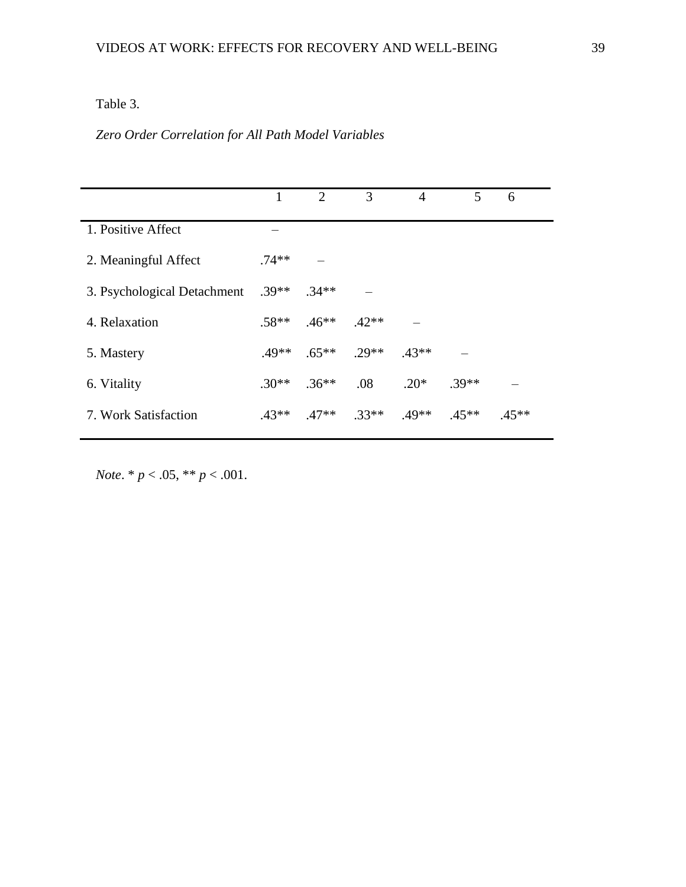Table 3.

*Zero Order Correlation for All Path Model Variables*

| | 1 | 2 | 3 | 4 | 5 | 6 |
|---|---|---|---|---|---|---|
| 1. Positive Affect | – | | | | | |
| 2. Meaningful Affect | .74** | – | | | | |
| 3. Psychological Detachment | .39** | .34** | – | | | |
| 4. Relaxation | .58** | .46** | .42** | – | | |
| 5. Mastery | .49** | .65** | .29** | .43** | – | |
| 6. Vitality | .30** | .36** | .08 | .20* | .39** | – |
| 7. Work Satisfaction | .43** | .47** | .33** | .49** | .45** | .45** |

*Note*. * $p < .05$, ** $p < .001$.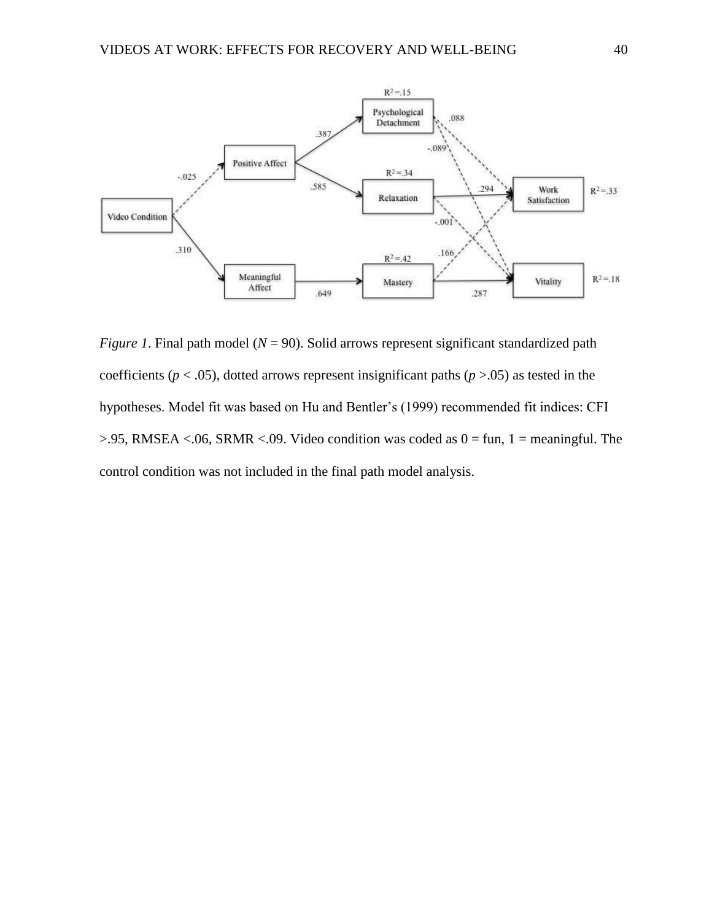*Figure 1*. Final path model ($N = 90$). Solid arrows represent significant standardized path coefficients ($p < .05$), dotted arrows represent insignificant paths ($p > .05$) as tested in the hypotheses. Model fit was based on Hu and Bentler's (1999) recommended fit indices: CFI >.95, RMSEA <.06, SRMR <.09. Video condition was coded as 0 = fun, 1 = meaningful. The control condition was not included in the final path model analysis.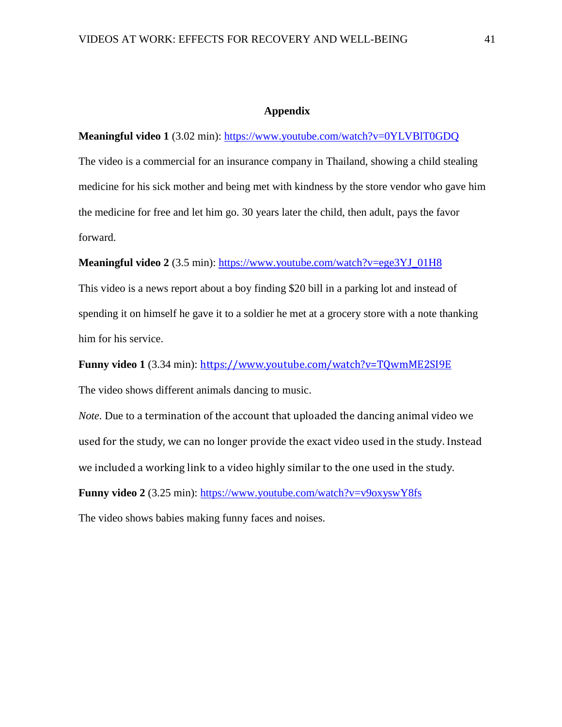# Appendix

**Meaningful video 1** (3.02 min): https://www.youtube.com/watch?v=0YLVBlT0GDQ

The video is a commercial for an insurance company in Thailand, showing a child stealing medicine for his sick mother and being met with kindness by the store vendor who gave him the medicine for free and let him go. 30 years later the child, then adult, pays the favor forward.

**Meaningful video 2** (3.5 min): https://www.youtube.com/watch?v=ege3YJ_01H8

This video is a news report about a boy finding $20 bill in a parking lot and instead of spending it on himself he gave it to a soldier he met at a grocery store with a note thanking him for his service.

**Funny video 1** (3.34 min): https://www.youtube.com/watch?v=TQwmME2SI9E

The video shows different animals dancing to music.

*Note.* Due to a termination of the account that uploaded the dancing animal video we used for the study, we can no longer provide the exact video used in the study. Instead we included a working link to a video highly similar to the one used in the study.

**Funny video 2** (3.25 min): https://www.youtube.com/watch?v=v9oxyswY8fs

The video shows babies making funny faces and noises.